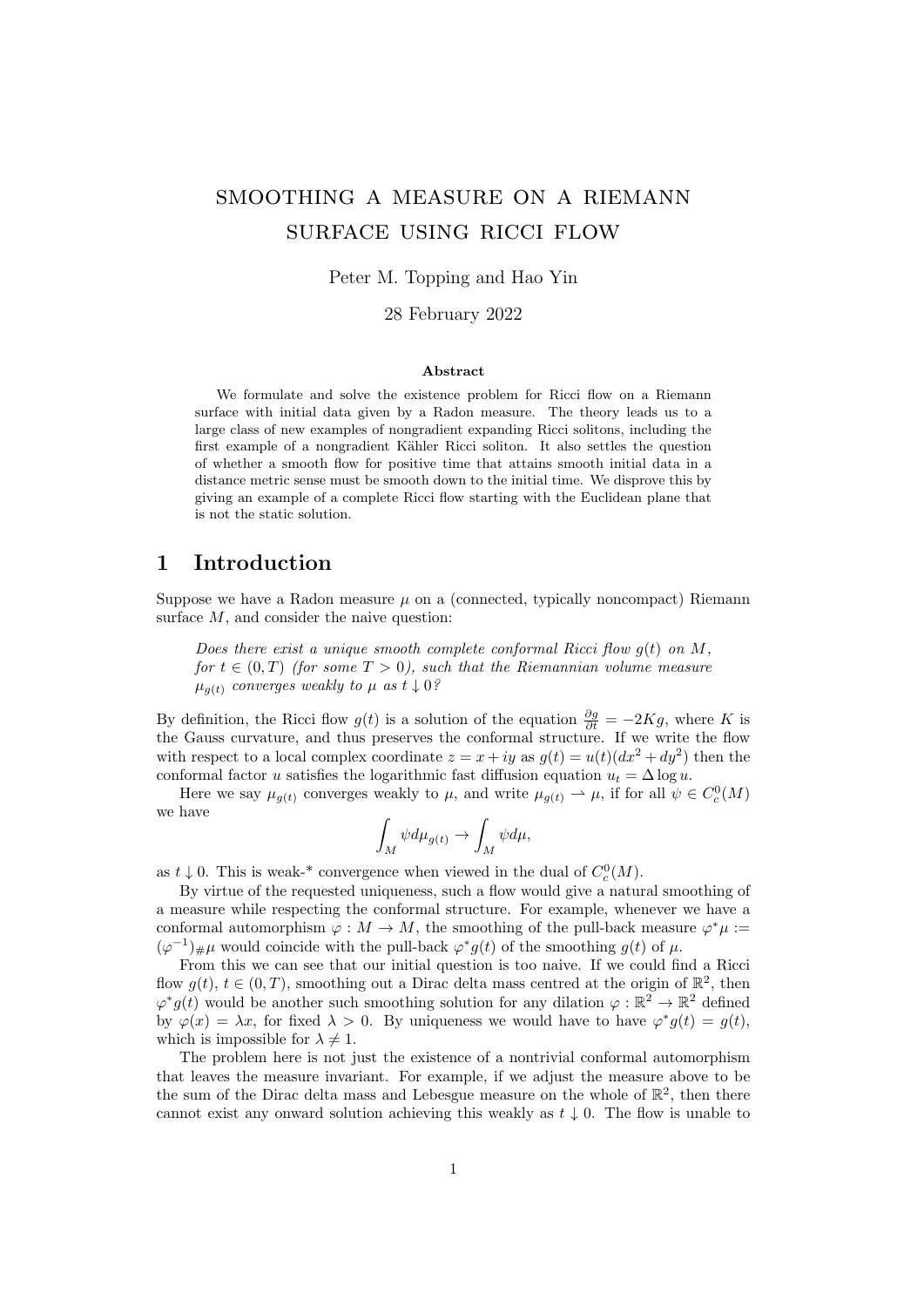# SMOOTHING A MEASURE ON A RIEMANN SURFACE USING RICCI FLOW

Peter M. Topping and Hao Yin

28 February 2022

### Abstract

We formulate and solve the existence problem for Ricci flow on a Riemann surface with initial data given by a Radon measure. The theory leads us to a large class of new examples of nongradient expanding Ricci solitons, including the first example of a nongradient Kähler Ricci soliton. It also settles the question of whether a smooth flow for positive time that attains smooth initial data in a distance metric sense must be smooth down to the initial time. We disprove this by giving an example of a complete Ricci flow starting with the Euclidean plane that is not the static solution.

## 1 Introduction

Suppose we have a Radon measure $\mu$ on a (connected, typically noncompact) Riemann surface $M$, and consider the naive question:

> *Does there exist a unique smooth complete conformal Ricci flow $g(t)$ on $M$, for $t \in (0, T)$ (for some $T > 0$), such that the Riemannian volume measure $\mu_{g(t)}$ converges weakly to $\mu$ as $t \downarrow 0$?*

By definition, the Ricci flow $g(t)$ is a solution of the equation $\frac{\partial g}{\partial t} = -2Kg$, where $K$ is the Gauss curvature, and thus preserves the conformal structure. If we write the flow with respect to a local complex coordinate $z = x + iy$ as $g(t) = u(t)(dx^2 + dy^2)$ then the conformal factor $u$ satisfies the logarithmic fast diffusion equation $u_t = \Delta \log u$.

Here we say $\mu_{g(t)}$ converges weakly to $\mu$, and write $\mu_{g(t)} \rightharpoonup \mu$, if for all $\psi \in C_c^0(M)$ we have

$$\int_M \psi d\mu_{g(t)} \to \int_M \psi d\mu,$$

as $t \downarrow 0$. This is weak-* convergence when viewed in the dual of $C_c^0(M)$.

By virtue of the requested uniqueness, such a flow would give a natural smoothing of a measure while respecting the conformal structure. For example, whenever we have a conformal automorphism $\varphi : M \to M$, the smoothing of the pull-back measure $\varphi^* \mu := (\varphi^{-1})_\# \mu$ would coincide with the pull-back $\varphi^* g(t)$ of the smoothing $g(t)$ of $\mu$.

From this we can see that our initial question is too naive. If we could find a Ricci flow $g(t)$, $t \in (0, T)$, smoothing out a Dirac delta mass centred at the origin of $\mathbb{R}^2$, then $\varphi^* g(t)$ would be another such smoothing solution for any dilation $\varphi : \mathbb{R}^2 \to \mathbb{R}^2$ defined by $\varphi(x) = \lambda x$, for fixed $\lambda > 0$. By uniqueness we would have to have $\varphi^* g(t) = g(t)$, which is impossible for $\lambda \neq 1$.

The problem here is not just the existence of a nontrivial conformal automorphism that leaves the measure invariant. For example, if we adjust the measure above to be the sum of the Dirac delta mass and Lebesgue measure on the whole of $\mathbb{R}^2$, then there cannot exist any onward solution achieving this weakly as $t \downarrow 0$. The flow is unable to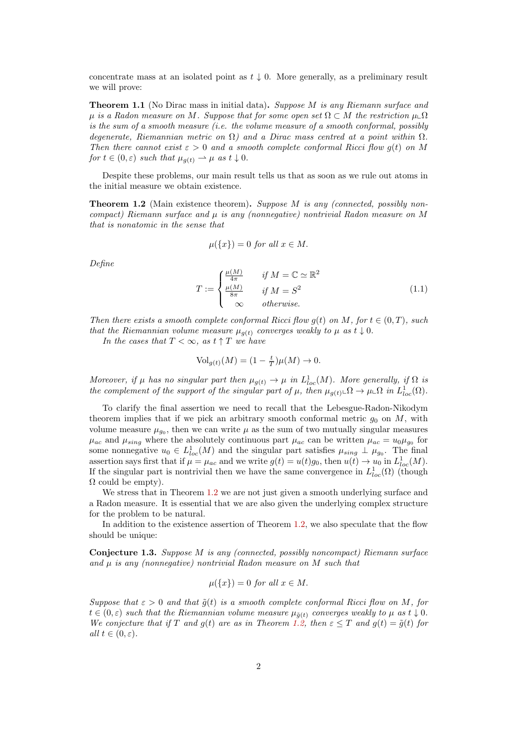concentrate mass at an isolated point as $t \downarrow 0$. More generally, as a preliminary result we will prove:

**Theorem 1.1** (No Dirac mass in initial data)**.** *Suppose $M$ is any Riemann surface and $\mu$ is a Radon measure on $M$. Suppose that for some open set $\Omega \subset M$ the restriction $\mu \llcorner \Omega$ is the sum of a smooth measure (i.e. the volume measure of a smooth conformal, possibly degenerate, Riemannian metric on $\Omega$) and a Dirac mass centred at a point within $\Omega$. Then there cannot exist $\varepsilon > 0$ and a smooth complete conformal Ricci flow $g(t)$ on $M$ for $t \in (0, \varepsilon)$ such that $\mu_{g(t)} \rightharpoonup \mu$ as $t \downarrow 0$.*

Despite these problems, our main result tells us that as soon as we rule out atoms in the initial measure we obtain existence.

**Theorem 1.2** (Main existence theorem)**.** *Suppose $M$ is any (connected, possibly noncompact) Riemann surface and $\mu$ is any (nonnegative) nontrivial Radon measure on $M$ that is nonatomic in the sense that*

$$\mu(\{x\}) = 0 \text{ for all } x \in M.$$

*Define*

$$T := \begin{cases} \frac{\mu(M)}{4\pi} & \text{if } M = \mathbb{C} \simeq \mathbb{R}^2 \\ \frac{\mu(M)}{8\pi} & \text{if } M = S^2 \\ \infty & \text{otherwise.} \end{cases} \tag{1.1}$$

*Then there exists a smooth complete conformal Ricci flow $g(t)$ on $M$, for $t \in (0, T)$, such that the Riemannian volume measure $\mu_{g(t)}$ converges weakly to $\mu$ as $t \downarrow 0$.*

*In the cases that $T < \infty$, as $t \uparrow T$ we have*

$$\text{Vol}_{g(t)}(M) = (1 - \tfrac{t}{T})\mu(M) \to 0.$$

*Moreover, if $\mu$ has no singular part then $\mu_{g(t)} \to \mu$ in $L^1_{loc}(M)$. More generally, if $\Omega$ is the complement of the support of the singular part of $\mu$, then $\mu_{g(t)} \llcorner \Omega \to \mu \llcorner \Omega$ in $L^1_{loc}(\Omega)$.*

To clarify the final assertion we need to recall that the Lebesgue-Radon-Nikodym theorem implies that if we pick an arbitrary smooth conformal metric $g_0$ on $M$, with volume measure $\mu_{g_0}$, then we can write $\mu$ as the sum of two mutually singular measures $\mu_{ac}$ and $\mu_{sing}$ where the absolutely continuous part $\mu_{ac}$ can be written $\mu_{ac} = u_0 \mu_{g_0}$ for some nonnegative $u_0 \in L^1_{loc}(M)$ and the singular part satisfies $\mu_{sing} \perp \mu_{g_0}$. The final assertion says first that if $\mu = \mu_{ac}$ and we write $g(t) = u(t) g_0$, then $u(t) \to u_0$ in $L^1_{loc}(M)$. If the singular part is nontrivial then we have the same convergence in $L^1_{loc}(\Omega)$ (though $\Omega$ could be empty).

We stress that in Theorem 1.2 we are not just given a smooth underlying surface and a Radon measure. It is essential that we are also given the underlying complex structure for the problem to be natural.

In addition to the existence assertion of Theorem 1.2, we also speculate that the flow should be unique:

**Conjecture 1.3.** *Suppose $M$ is any (connected, possibly noncompact) Riemann surface and $\mu$ is any (nonnegative) nontrivial Radon measure on $M$ such that*

$$\mu(\{x\}) = 0 \text{ for all } x \in M.$$

*Suppose that $\varepsilon > 0$ and that $\tilde{g}(t)$ is a smooth complete conformal Ricci flow on $M$, for $t \in (0, \varepsilon)$ such that the Riemannian volume measure $\mu_{\tilde{g}(t)}$ converges weakly to $\mu$ as $t \downarrow 0$. We conjecture that if $T$ and $g(t)$ are as in Theorem 1.2, then $\varepsilon \leq T$ and $g(t) = \tilde{g}(t)$ for all $t \in (0, \varepsilon)$.*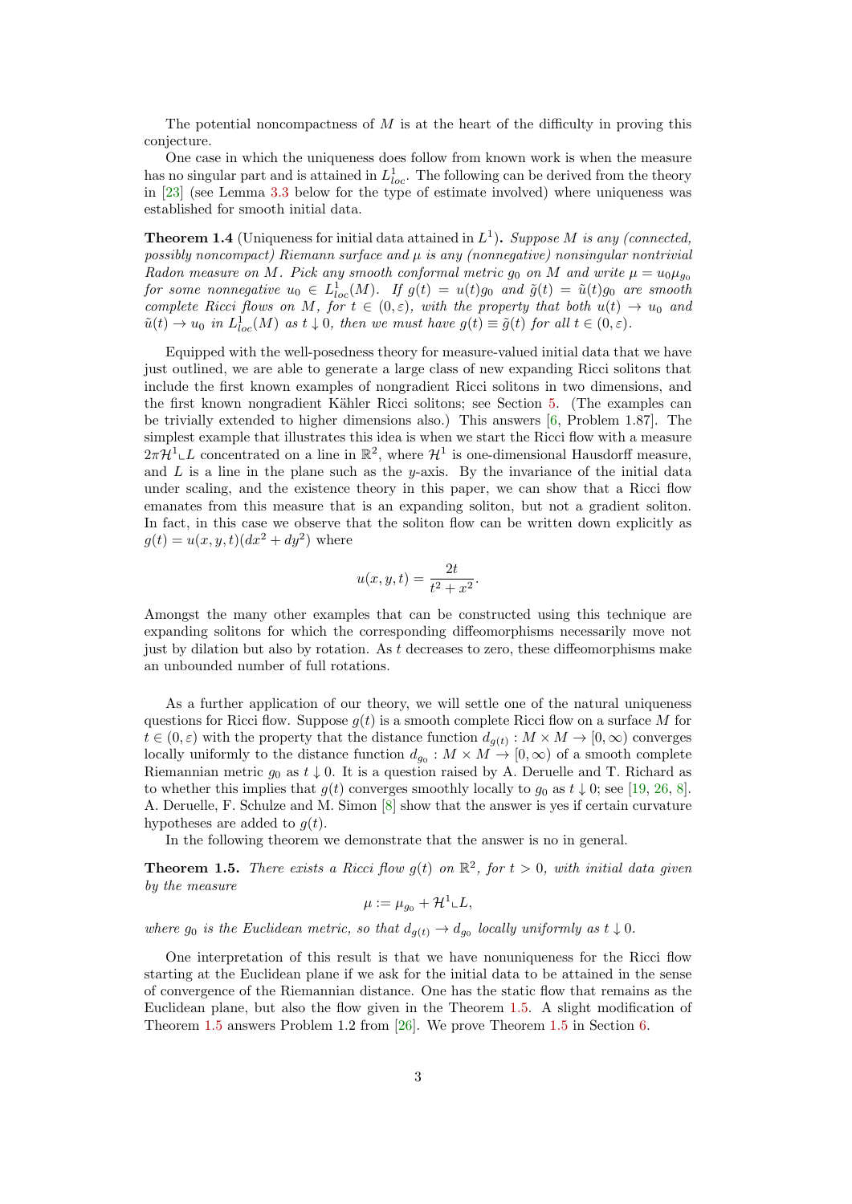The potential noncompactness of $M$ is at the heart of the difficulty in proving this conjecture.

One case in which the uniqueness does follow from known work is when the measure has no singular part and is attained in $L^1_{loc}$. The following can be derived from the theory in [23] (see Lemma 3.3 below for the type of estimate involved) where uniqueness was established for smooth initial data.

**Theorem 1.4** (Uniqueness for initial data attained in $L^1$)**.** *Suppose $M$ is any (connected, possibly noncompact) Riemann surface and $\mu$ is any (nonnegative) nonsingular nontrivial Radon measure on $M$. Pick any smooth conformal metric $g_0$ on $M$ and write $\mu = u_0 \mu_{g_0}$ for some nonnegative $u_0 \in L^1_{loc}(M)$. If $g(t) = u(t) g_0$ and $\tilde{g}(t) = \tilde{u}(t) g_0$ are smooth complete Ricci flows on $M$, for $t \in (0, \varepsilon)$, with the property that both $u(t) \to u_0$ and $\tilde{u}(t) \to u_0$ in $L^1_{loc}(M)$ as $t \downarrow 0$, then we must have $g(t) \equiv \tilde{g}(t)$ for all $t \in (0, \varepsilon)$.*

Equipped with the well-posedness theory for measure-valued initial data that we have just outlined, we are able to generate a large class of new expanding Ricci solitons that include the first known examples of nongradient Ricci solitons in two dimensions, and the first known nongradient Kähler Ricci solitons; see Section 5. (The examples can be trivially extended to higher dimensions also.) This answers [6, Problem 1.87]. The simplest example that illustrates this idea is when we start the Ricci flow with a measure $2\pi \mathcal{H}^1 \llcorner L$ concentrated on a line in $\mathbb{R}^2$, where $\mathcal{H}^1$ is one-dimensional Hausdorff measure, and $L$ is a line in the plane such as the $y$-axis. By the invariance of the initial data under scaling, and the existence theory in this paper, we can show that a Ricci flow emanates from this measure that is an expanding soliton, but not a gradient soliton. In fact, in this case we observe that the soliton flow can be written down explicitly as $g(t) = u(x, y, t)(dx^2 + dy^2)$ where

$$u(x, y, t) = \frac{2t}{t^2 + x^2}.$$

Amongst the many other examples that can be constructed using this technique are expanding solitons for which the corresponding diffeomorphisms necessarily move not just by dilation but also by rotation. As $t$ decreases to zero, these diffeomorphisms make an unbounded number of full rotations.

As a further application of our theory, we will settle one of the natural uniqueness questions for Ricci flow. Suppose $g(t)$ is a smooth complete Ricci flow on a surface $M$ for $t \in (0, \varepsilon)$ with the property that the distance function $d_{g(t)} : M \times M \to [0, \infty)$ converges locally uniformly to the distance function $d_{g_0} : M \times M \to [0, \infty)$ of a smooth complete Riemannian metric $g_0$ as $t \downarrow 0$. It is a question raised by A. Deruelle and T. Richard as to whether this implies that $g(t)$ converges smoothly locally to $g_0$ as $t \downarrow 0$; see [19, 26, 8]. A. Deruelle, F. Schulze and M. Simon [8] show that the answer is yes if certain curvature hypotheses are added to $g(t)$.

In the following theorem we demonstrate that the answer is no in general.

**Theorem 1.5.** *There exists a Ricci flow $g(t)$ on $\mathbb{R}^2$, for $t > 0$, with initial data given by the measure*

$$\mu := \mu_{g_0} + \mathcal{H}^1 \llcorner L,$$

*where $g_0$ is the Euclidean metric, so that $d_{g(t)} \to d_{g_0}$ locally uniformly as $t \downarrow 0$.*

One interpretation of this result is that we have nonuniqueness for the Ricci flow starting at the Euclidean plane if we ask for the initial data to be attained in the sense of convergence of the Riemannian distance. One has the static flow that remains as the Euclidean plane, but also the flow given in the Theorem 1.5. A slight modification of Theorem 1.5 answers Problem 1.2 from [26]. We prove Theorem 1.5 in Section 6.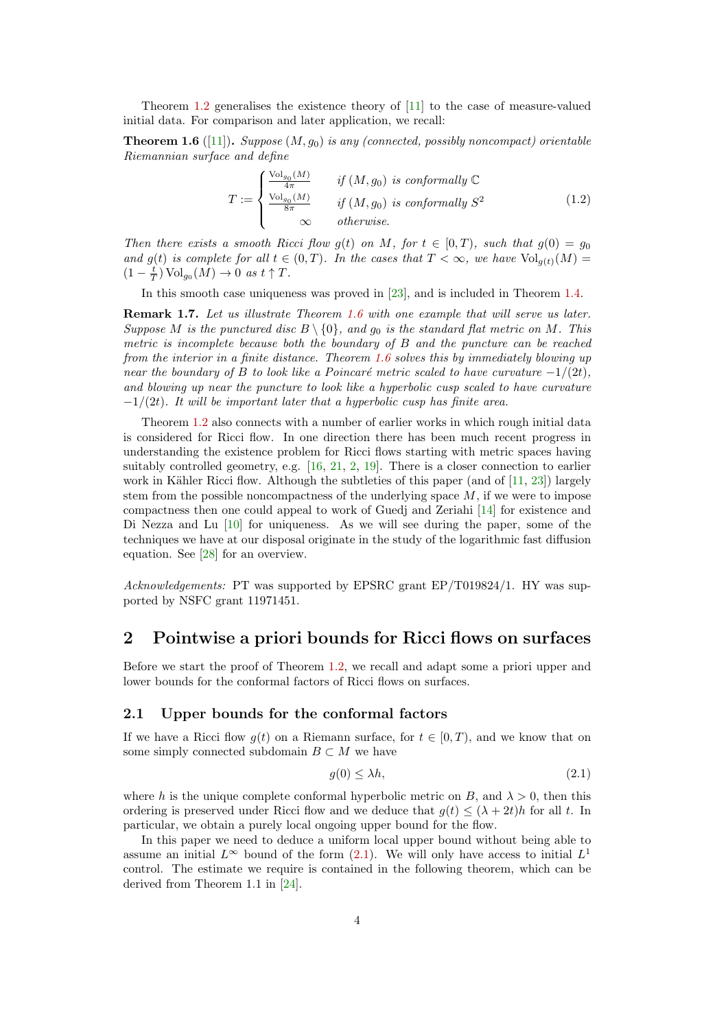Theorem 1.2 generalises the existence theory of [11] to the case of measure-valued initial data. For comparison and later application, we recall:

**Theorem 1.6** ([11])**.** *Suppose $(M, g_0)$ is any (connected, possibly noncompact) orientable Riemannian surface and define*

$$T := \begin{cases} \frac{\mathrm{Vol}_{g_0}(M)}{4\pi} & \text{if } (M, g_0) \text{ is conformally } \mathbb{C} \\ \frac{\mathrm{Vol}_{g_0}(M)}{8\pi} & \text{if } (M, g_0) \text{ is conformally } S^2 \\ \infty & \text{otherwise.} \end{cases} \tag{1.2}$$

*Then there exists a smooth Ricci flow $g(t)$ on $M$, for $t \in [0, T)$, such that $g(0) = g_0$ and $g(t)$ is complete for all $t \in (0, T)$. In the cases that $T < \infty$, we have $\mathrm{Vol}_{g(t)}(M) = (1 - \frac{t}{T}) \mathrm{Vol}_{g_0}(M) \to 0$ as $t \uparrow T$.*

In this smooth case uniqueness was proved in [23], and is included in Theorem 1.4.

**Remark 1.7.** *Let us illustrate Theorem 1.6 with one example that will serve us later. Suppose $M$ is the punctured disc $B \setminus \{0\}$, and $g_0$ is the standard flat metric on $M$. This metric is incomplete because both the boundary of $B$ and the puncture can be reached from the interior in a finite distance. Theorem 1.6 solves this by immediately blowing up near the boundary of $B$ to look like a Poincaré metric scaled to have curvature $-1/(2t)$, and blowing up near the puncture to look like a hyperbolic cusp scaled to have curvature $-1/(2t)$. It will be important later that a hyperbolic cusp has finite area.*

Theorem 1.2 also connects with a number of earlier works in which rough initial data is considered for Ricci flow. In one direction there has been much recent progress in understanding the existence problem for Ricci flows starting with metric spaces having suitably controlled geometry, e.g. [16, 21, 2, 19]. There is a closer connection to earlier work in Kähler Ricci flow. Although the subtleties of this paper (and of [11, 23]) largely stem from the possible noncompactness of the underlying space $M$, if we were to impose compactness then one could appeal to work of Guedj and Zeriahi [14] for existence and Di Nezza and Lu [10] for uniqueness. As we will see during the paper, some of the techniques we have at our disposal originate in the study of the logarithmic fast diffusion equation. See [28] for an overview.

*Acknowledgements:* PT was supported by EPSRC grant EP/T019824/1. HY was supported by NSFC grant 11971451.

## 2 Pointwise a priori bounds for Ricci flows on surfaces

Before we start the proof of Theorem 1.2, we recall and adapt some a priori upper and lower bounds for the conformal factors of Ricci flows on surfaces.

### 2.1 Upper bounds for the conformal factors

If we have a Ricci flow $g(t)$ on a Riemann surface, for $t \in [0, T)$, and we know that on some simply connected subdomain $B \subset M$ we have

$$g(0) \le \lambda h, \tag{2.1}$$

where $h$ is the unique complete conformal hyperbolic metric on $B$, and $\lambda > 0$, then this ordering is preserved under Ricci flow and we deduce that $g(t) \le (\lambda + 2t)h$ for all $t$. In particular, we obtain a purely local ongoing upper bound for the flow.

In this paper we need to deduce a uniform local upper bound without being able to assume an initial $L^\infty$ bound of the form (2.1). We will only have access to initial $L^1$ control. The estimate we require is contained in the following theorem, which can be derived from Theorem 1.1 in [24].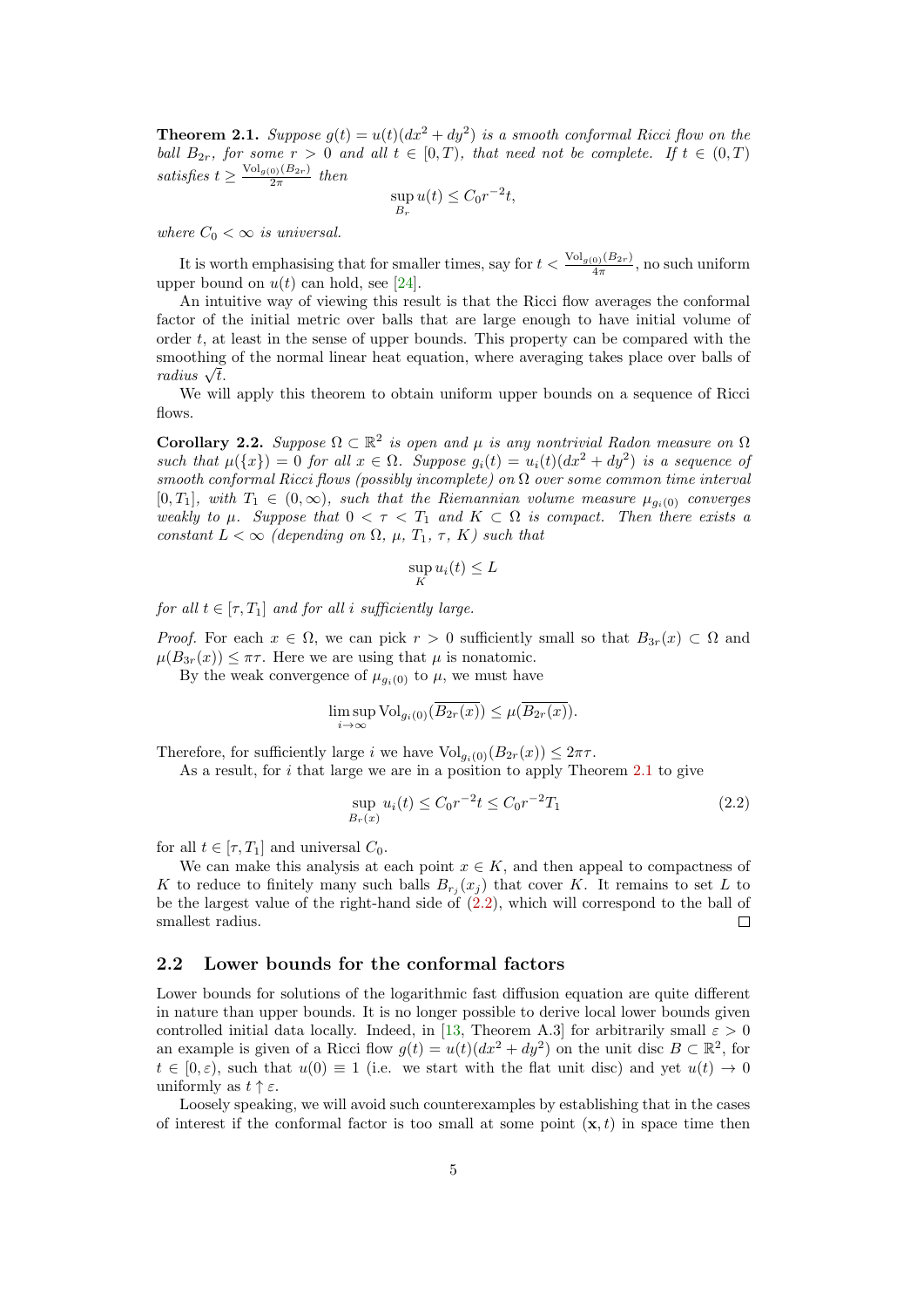**Theorem 2.1.** *Suppose $g(t) = u(t)(dx^2 + dy^2)$ is a smooth conformal Ricci flow on the ball $B_{2r}$, for some $r > 0$ and all $t \in [0, T)$, that need not be complete. If $t \in (0, T)$ satisfies $t \geq \frac{\mathrm{Vol}_{g(0)}(B_{2r})}{2\pi}$ then*

$$\sup_{B_r} u(t) \leq C_0 r^{-2} t,$$

*where $C_0 < \infty$ is universal.*

It is worth emphasising that for smaller times, say for $t < \frac{\mathrm{Vol}_{g(0)}(B_{2r})}{4\pi}$, no such uniform upper bound on $u(t)$ can hold, see [24].

An intuitive way of viewing this result is that the Ricci flow averages the conformal factor of the initial metric over balls that are large enough to have initial volume of order $t$, at least in the sense of upper bounds. This property can be compared with the smoothing of the normal linear heat equation, where averaging takes place over balls of radius $\sqrt{t}$.

We will apply this theorem to obtain uniform upper bounds on a sequence of Ricci flows.

**Corollary 2.2.** *Suppose $\Omega \subset \mathbb{R}^2$ is open and $\mu$ is any nontrivial Radon measure on $\Omega$ such that $\mu(\{x\}) = 0$ for all $x \in \Omega$. Suppose $g_i(t) = u_i(t)(dx^2 + dy^2)$ is a sequence of smooth conformal Ricci flows (possibly incomplete) on $\Omega$ over some common time interval $[0, T_1]$, with $T_1 \in (0, \infty)$, such that the Riemannian volume measure $\mu_{g_i(0)}$ converges weakly to $\mu$. Suppose that $0 < \tau < T_1$ and $K \subset \Omega$ is compact. Then there exists a constant $L < \infty$ (depending on $\Omega$, $\mu$, $T_1$, $\tau$, $K$) such that*

$$\sup_K u_i(t) \leq L$$

*for all $t \in [\tau, T_1]$ and for all $i$ sufficiently large.*

*Proof.* For each $x \in \Omega$, we can pick $r > 0$ sufficiently small so that $B_{3r}(x) \subset \Omega$ and $\mu(B_{3r}(x)) \leq \pi\tau$. Here we are using that $\mu$ is nonatomic.

By the weak convergence of $\mu_{g_i(0)}$ to $\mu$, we must have

$$\limsup_{i \to \infty} \mathrm{Vol}_{g_i(0)}(\overline{B_{2r}(x)}) \leq \mu(\overline{B_{2r}(x)}).$$

Therefore, for sufficiently large $i$ we have $\mathrm{Vol}_{g_i(0)}(B_{2r}(x)) \leq 2\pi\tau$.

As a result, for $i$ that large we are in a position to apply Theorem 2.1 to give

$$\sup_{B_r(x)} u_i(t) \leq C_0 r^{-2} t \leq C_0 r^{-2} T_1 \tag{2.2}$$

for all $t \in [\tau, T_1]$ and universal $C_0$.

We can make this analysis at each point $x \in K$, and then appeal to compactness of $K$ to reduce to finitely many such balls $B_{r_j}(x_j)$ that cover $K$. It remains to set $L$ to be the largest value of the right-hand side of (2.2), which will correspond to the ball of smallest radius. $\square$

## 2.2 Lower bounds for the conformal factors

Lower bounds for solutions of the logarithmic fast diffusion equation are quite different in nature than upper bounds. It is no longer possible to derive local lower bounds given controlled initial data locally. Indeed, in [13, Theorem A.3] for arbitrarily small $\varepsilon > 0$ an example is given of a Ricci flow $g(t) = u(t)(dx^2 + dy^2)$ on the unit disc $B \subset \mathbb{R}^2$, for $t \in [0, \varepsilon)$, such that $u(0) \equiv 1$ (i.e. we start with the flat unit disc) and yet $u(t) \to 0$ uniformly as $t \uparrow \varepsilon$.

Loosely speaking, we will avoid such counterexamples by establishing that in the cases of interest if the conformal factor is too small at some point $(\mathbf{x}, t)$ in space time then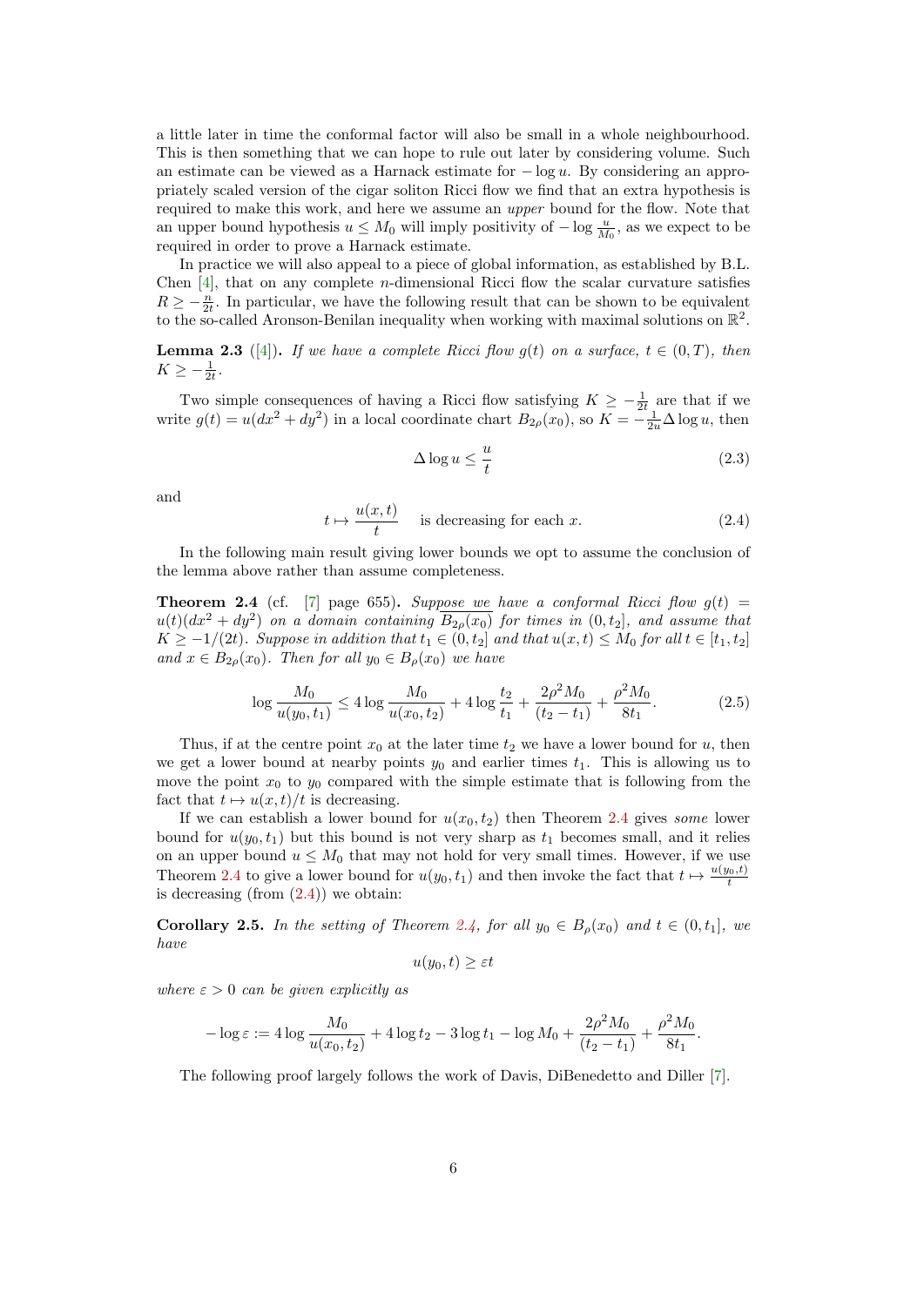a little later in time the conformal factor will also be small in a whole neighbourhood. This is then something that we can hope to rule out later by considering volume. Such an estimate can be viewed as a Harnack estimate for $-\log u$. By considering an appropriately scaled version of the cigar soliton Ricci flow we find that an extra hypothesis is required to make this work, and here we assume an *upper* bound for the flow. Note that an upper bound hypothesis $u \leq M_0$ will imply positivity of $-\log \frac{u}{M_0}$, as we expect to be required in order to prove a Harnack estimate.

In practice we will also appeal to a piece of global information, as established by B.L. Chen [4], that on any complete $n$-dimensional Ricci flow the scalar curvature satisfies $R \geq -\frac{n}{2t}$. In particular, we have the following result that can be shown to be equivalent to the so-called Aronson-Benilan inequality when working with maximal solutions on $\mathbb{R}^2$.

**Lemma 2.3** ([4]). *If we have a complete Ricci flow $g(t)$ on a surface, $t \in (0,T)$, then $K \geq -\frac{1}{2t}$.*

Two simple consequences of having a Ricci flow satisfying $K \geq -\frac{1}{2t}$ are that if we write $g(t) = u(dx^2 + dy^2)$ in a local coordinate chart $B_{2\rho}(x_0)$, so $K = -\frac{1}{2u}\Delta \log u$, then

$$\Delta \log u \leq \frac{u}{t} \tag{2.3}$$

and

$$t \mapsto \frac{u(x,t)}{t} \quad \text{is decreasing for each } x. \tag{2.4}$$

In the following main result giving lower bounds we opt to assume the conclusion of the lemma above rather than assume completeness.

**Theorem 2.4** (cf. [7] page 655). *Suppose we have a conformal Ricci flow $g(t) = u(t)(dx^2 + dy^2)$ on a domain containing $\overline{B_{2\rho}(x_0)}$ for times in $(0, t_2]$, and assume that $K \geq -1/(2t)$. Suppose in addition that $t_1 \in (0, t_2]$ and that $u(x,t) \leq M_0$ for all $t \in [t_1, t_2]$ and $x \in B_{2\rho}(x_0)$. Then for all $y_0 \in B_\rho(x_0)$ we have*

$$\log \frac{M_0}{u(y_0,t_1)} \leq 4 \log \frac{M_0}{u(x_0,t_2)} + 4 \log \frac{t_2}{t_1} + \frac{2\rho^2 M_0}{(t_2 - t_1)} + \frac{\rho^2 M_0}{8t_1}. \tag{2.5}$$

Thus, if at the centre point $x_0$ at the later time $t_2$ we have a lower bound for $u$, then we get a lower bound at nearby points $y_0$ and earlier times $t_1$. This is allowing us to move the point $x_0$ to $y_0$ compared with the simple estimate that is following from the fact that $t \mapsto u(x,t)/t$ is decreasing.

If we can establish a lower bound for $u(x_0, t_2)$ then Theorem 2.4 gives *some* lower bound for $u(y_0, t_1)$ but this bound is not very sharp as $t_1$ becomes small, and it relies on an upper bound $u \leq M_0$ that may not hold for very small times. However, if we use Theorem 2.4 to give a lower bound for $u(y_0, t_1)$ and then invoke the fact that $t \mapsto \frac{u(y_0,t)}{t}$ is decreasing (from (2.4)) we obtain:

**Corollary 2.5.** *In the setting of Theorem 2.4, for all $y_0 \in B_\rho(x_0)$ and $t \in (0, t_1]$, we have*

$$u(y_0, t) \geq \varepsilon t$$

*where $\varepsilon > 0$ can be given explicitly as*

$$-\log \varepsilon := 4 \log \frac{M_0}{u(x_0,t_2)} + 4 \log t_2 - 3 \log t_1 - \log M_0 + \frac{2\rho^2 M_0}{(t_2 - t_1)} + \frac{\rho^2 M_0}{8t_1}.$$

The following proof largely follows the work of Davis, DiBenedetto and Diller [7].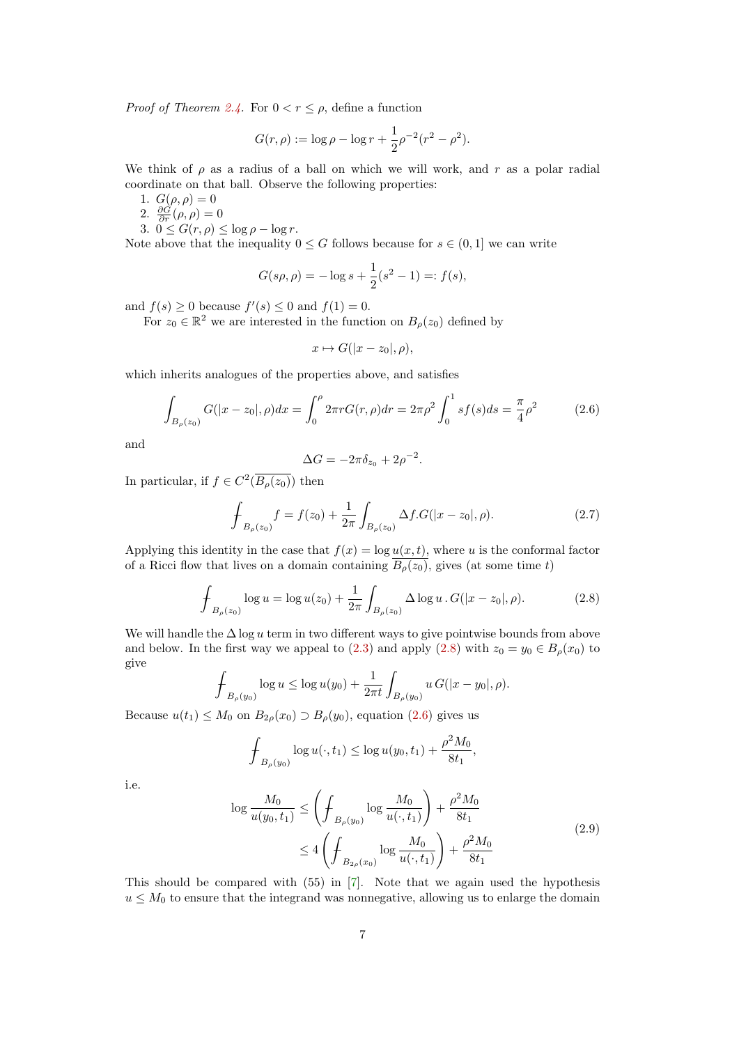*Proof of Theorem 2.4.* For $0 < r \leq \rho$, define a function

$$G(r,\rho) := \log \rho - \log r + \frac{1}{2}\rho^{-2}(r^2 - \rho^2).$$

We think of $\rho$ as a radius of a ball on which we will work, and $r$ as a polar radial coordinate on that ball. Observe the following properties:

1. $G(\rho, \rho) = 0$
2. $\frac{\partial G}{\partial r}(\rho, \rho) = 0$
3. $0 \leq G(r, \rho) \leq \log \rho - \log r$.

Note above that the inequality $0 \leq G$ follows because for $s \in (0, 1]$ we can write

$$G(s\rho, \rho) = -\log s + \frac{1}{2}(s^2 - 1) =: f(s),$$

and $f(s) \geq 0$ because $f'(s) \leq 0$ and $f(1) = 0$.

For $z_0 \in \mathbb{R}^2$ we are interested in the function on $B_\rho(z_0)$ defined by

$$x \mapsto G(|x - z_0|, \rho),$$

which inherits analogues of the properties above, and satisfies

$$\int_{B_\rho(z_0)} G(|x - z_0|, \rho)dx = \int_0^\rho 2\pi r G(r, \rho)dr = 2\pi\rho^2 \int_0^1 s f(s) ds = \frac{\pi}{4}\rho^2 \tag{2.6}$$

and

$$\Delta G = -2\pi\delta_{z_0} + 2\rho^{-2}.$$

In particular, if $f \in C^2(\overline{B_\rho(z_0)})$ then

$$\fint_{B_\rho(z_0)} f = f(z_0) + \frac{1}{2\pi}\int_{B_\rho(z_0)} \Delta f . G(|x - z_0|, \rho). \tag{2.7}$$

Applying this identity in the case that $f(x) = \log u(x, t)$, where $u$ is the conformal factor of a Ricci flow that lives on a domain containing $\overline{B_\rho(z_0)}$, gives (at some time $t$)

$$\fint_{B_\rho(z_0)} \log u = \log u(z_0) + \frac{1}{2\pi}\int_{B_\rho(z_0)} \Delta \log u \, . \, G(|x - z_0|, \rho). \tag{2.8}$$

We will handle the $\Delta \log u$ term in two different ways to give pointwise bounds from above and below. In the first way we appeal to (2.3) and apply (2.8) with $z_0 = y_0 \in B_\rho(x_0)$ to give

$$\fint_{B_\rho(y_0)} \log u \leq \log u(y_0) + \frac{1}{2\pi t}\int_{B_\rho(y_0)} u \, G(|x - y_0|, \rho).$$

Because $u(t_1) \leq M_0$ on $B_{2\rho}(x_0) \supset B_\rho(y_0)$, equation (2.6) gives us

$$\fint_{B_\rho(y_0)} \log u(\cdot, t_1) \leq \log u(y_0, t_1) + \frac{\rho^2 M_0}{8t_1},$$

i.e.

$$\begin{aligned}
\log \frac{M_0}{u(y_0, t_1)} &\leq \left( \fint_{B_\rho(y_0)} \log \frac{M_0}{u(\cdot, t_1)} \right) + \frac{\rho^2 M_0}{8t_1} \\
&\leq 4 \left( \fint_{B_{2\rho}(x_0)} \log \frac{M_0}{u(\cdot, t_1)} \right) + \frac{\rho^2 M_0}{8t_1}
\end{aligned} \tag{2.9}$$

This should be compared with (55) in [7]. Note that we again used the hypothesis $u \leq M_0$ to ensure that the integrand was nonnegative, allowing us to enlarge the domain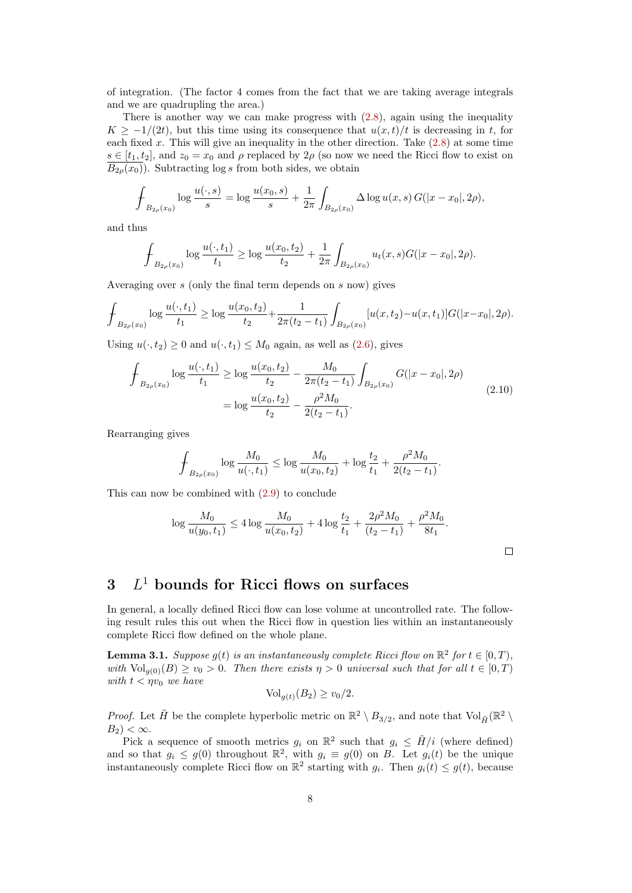of integration. (The factor 4 comes from the fact that we are taking average integrals and we are quadrupling the area.)

There is another way we can make progress with (2.8), again using the inequality $K \geq -1/(2t)$, but this time using its consequence that $u(x,t)/t$ is decreasing in $t$, for each fixed $x$. This will give an inequality in the other direction. Take (2.8) at some time $s \in [t_1, t_2]$, and $z_0 = x_0$ and $\rho$ replaced by $2\rho$ (so now we need the Ricci flow to exist on $\overline{B_{2\rho}(x_0)}$). Subtracting $\log s$ from both sides, we obtain

$$\fint_{B_{2\rho}(x_0)} \log \frac{u(\cdot,s)}{s} = \log \frac{u(x_0,s)}{s} + \frac{1}{2\pi} \int_{B_{2\rho}(x_0)} \Delta \log u(x,s)\, G(|x-x_0|, 2\rho),$$

and thus

$$\fint_{B_{2\rho}(x_0)} \log \frac{u(\cdot,t_1)}{t_1} \geq \log \frac{u(x_0,t_2)}{t_2} + \frac{1}{2\pi} \int_{B_{2\rho}(x_0)} u_t(x,s) G(|x-x_0|, 2\rho).$$

Averaging over $s$ (only the final term depends on $s$ now) gives

$$\fint_{B_{2\rho}(x_0)} \log \frac{u(\cdot,t_1)}{t_1} \geq \log \frac{u(x_0,t_2)}{t_2} + \frac{1}{2\pi(t_2-t_1)} \int_{B_{2\rho}(x_0)} [u(x,t_2) - u(x,t_1)] G(|x-x_0|, 2\rho).$$

Using $u(\cdot,t_2) \geq 0$ and $u(\cdot,t_1) \leq M_0$ again, as well as (2.6), gives

$$\begin{aligned}\fint_{B_{2\rho}(x_0)} \log \frac{u(\cdot,t_1)}{t_1} &\geq \log \frac{u(x_0,t_2)}{t_2} - \frac{M_0}{2\pi(t_2-t_1)} \int_{B_{2\rho}(x_0)} G(|x-x_0|, 2\rho) \\ &= \log \frac{u(x_0,t_2)}{t_2} - \frac{\rho^2 M_0}{2(t_2-t_1)}.\end{aligned} \tag{2.10}$$

Rearranging gives

$$\fint_{B_{2\rho}(x_0)} \log \frac{M_0}{u(\cdot,t_1)} \leq \log \frac{M_0}{u(x_0,t_2)} + \log \frac{t_2}{t_1} + \frac{\rho^2 M_0}{2(t_2-t_1)}.$$

This can now be combined with (2.9) to conclude

$$\log \frac{M_0}{u(y_0,t_1)} \leq 4 \log \frac{M_0}{u(x_0,t_2)} + 4 \log \frac{t_2}{t_1} + \frac{2\rho^2 M_0}{(t_2-t_1)} + \frac{\rho^2 M_0}{8t_1}.$$

□

# 3 $L^1$ bounds for Ricci flows on surfaces

In general, a locally defined Ricci flow can lose volume at uncontrolled rate. The following result rules this out when the Ricci flow in question lies within an instantaneously complete Ricci flow defined on the whole plane.

**Lemma 3.1.** *Suppose $g(t)$ is an instantaneously complete Ricci flow on $\mathbb{R}^2$ for $t \in [0,T)$, with $\mathrm{Vol}_{g(0)}(B) \geq v_0 > 0$. Then there exists $\eta > 0$ universal such that for all $t \in [0,T)$ with $t < \eta v_0$ we have*

$$\mathrm{Vol}_{g(t)}(B_2) \geq v_0/2.$$

*Proof.* Let $\tilde{H}$ be the complete hyperbolic metric on $\mathbb{R}^2 \setminus B_{3/2}$, and note that $\mathrm{Vol}_{\tilde{H}}(\mathbb{R}^2 \setminus B_2) < \infty$.

Pick a sequence of smooth metrics $g_i$ on $\mathbb{R}^2$ such that $g_i \leq \tilde{H}/i$ (where defined) and so that $g_i \leq g(0)$ throughout $\mathbb{R}^2$, with $g_i \equiv g(0)$ on $B$. Let $g_i(t)$ be the unique instantaneously complete Ricci flow on $\mathbb{R}^2$ starting with $g_i$. Then $g_i(t) \leq g(t)$, because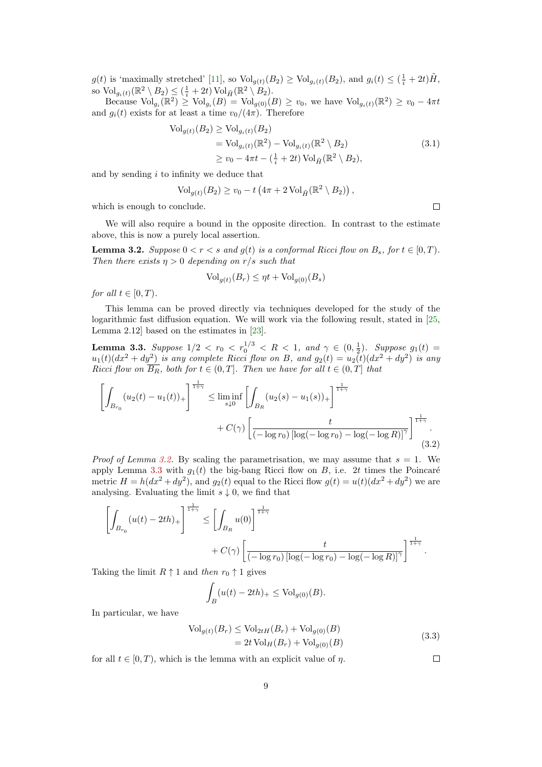$g(t)$ is 'maximally stretched' [11], so $\mathrm{Vol}_{g(t)}(B_2) \geq \mathrm{Vol}_{g_i(t)}(B_2)$, and $g_i(t) \leq (\frac{1}{i} + 2t)\tilde{H}$, so $\mathrm{Vol}_{g_i(t)}(\mathbb{R}^2 \setminus B_2) \leq (\frac{1}{i} + 2t)\,\mathrm{Vol}_{\tilde{H}}(\mathbb{R}^2 \setminus B_2)$.

Because $\mathrm{Vol}_{g_i}(\mathbb{R}^2) \geq \mathrm{Vol}_{g_i}(B) = \mathrm{Vol}_{g(0)}(B) \geq v_0$, we have $\mathrm{Vol}_{g_i(t)}(\mathbb{R}^2) \geq v_0 - 4\pi t$ and $g_i(t)$ exists for at least a time $v_0/(4\pi)$. Therefore

$$
\begin{aligned}
\mathrm{Vol}_{g(t)}(B_2) &\geq \mathrm{Vol}_{g_i(t)}(B_2) \\
&= \mathrm{Vol}_{g_i(t)}(\mathbb{R}^2) - \mathrm{Vol}_{g_i(t)}(\mathbb{R}^2 \setminus B_2) \\
&\geq v_0 - 4\pi t - (\tfrac{1}{i} + 2t)\,\mathrm{Vol}_{\tilde{H}}(\mathbb{R}^2 \setminus B_2),
\end{aligned}
\tag{3.1}
$$

and by sending $i$ to infinity we deduce that

$$
\mathrm{Vol}_{g(t)}(B_2) \geq v_0 - t\left(4\pi + 2\,\mathrm{Vol}_{\tilde{H}}(\mathbb{R}^2 \setminus B_2)\right),
$$

which is enough to conclude. □

We will also require a bound in the opposite direction. In contrast to the estimate above, this is now a purely local assertion.

**Lemma 3.2.** *Suppose $0 < r < s$ and $g(t)$ is a conformal Ricci flow on $B_s$, for $t \in [0,T)$. Then there exists $\eta > 0$ depending on $r/s$ such that*

$$
\mathrm{Vol}_{g(t)}(B_r) \leq \eta t + \mathrm{Vol}_{g(0)}(B_s)
$$

*for all $t \in [0,T)$.*

This lemma can be proved directly via techniques developed for the study of the logarithmic fast diffusion equation. We will work via the following result, stated in [25, Lemma 2.12] based on the estimates in [23].

**Lemma 3.3.** *Suppose $1/2 < r_0 < r_0^{1/3} < R < 1$, and $\gamma \in (0, \frac{1}{2})$. Suppose $g_1(t) = u_1(t)(dx^2 + dy^2)$ is any complete Ricci flow on $B$, and $g_2(t) = u_2(t)(dx^2 + dy^2)$ is any Ricci flow on $\overline{B_R}$, both for $t \in (0,T]$. Then we have for all $t \in (0,T]$ that*

$$
\begin{aligned}
\left[\int_{B_{r_0}} (u_2(t) - u_1(t))_+\right]^{\frac{1}{1+\gamma}} &\leq \liminf_{s \downarrow 0} \left[\int_{B_R} (u_2(s) - u_1(s))_+\right]^{\frac{1}{1+\gamma}} \\
&\quad + C(\gamma)\left[\frac{t}{(-\log r_0)\left[\log(-\log r_0) - \log(-\log R)\right]^{\gamma}}\right]^{\frac{1}{1+\gamma}}.
\end{aligned}
\tag{3.2}
$$

*Proof of Lemma 3.2.* By scaling the parametrisation, we may assume that $s = 1$. We apply Lemma 3.3 with $g_1(t)$ the big-bang Ricci flow on $B$, i.e. $2t$ times the Poincaré metric $H = h(dx^2 + dy^2)$, and $g_2(t)$ equal to the Ricci flow $g(t) = u(t)(dx^2 + dy^2)$ we are analysing. Evaluating the limit $s \downarrow 0$, we find that

$$
\begin{aligned}
\left[\int_{B_{r_0}} (u(t) - 2th)_+\right]^{\frac{1}{1+\gamma}} &\leq \left[\int_{B_R} u(0)\right]^{\frac{1}{1+\gamma}} \\
&\quad + C(\gamma)\left[\frac{t}{(-\log r_0)\left[\log(-\log r_0) - \log(-\log R)\right]^{\gamma}}\right]^{\frac{1}{1+\gamma}}.
\end{aligned}
$$

Taking the limit $R \uparrow 1$ and *then* $r_0 \uparrow 1$ gives

$$
\int_B (u(t) - 2th)_+ \leq \mathrm{Vol}_{g(0)}(B).
$$

In particular, we have

$$
\begin{aligned}
\mathrm{Vol}_{g(t)}(B_r) &\leq \mathrm{Vol}_{2tH}(B_r) + \mathrm{Vol}_{g(0)}(B) \\
&= 2t\,\mathrm{Vol}_H(B_r) + \mathrm{Vol}_{g(0)}(B)
\end{aligned}
\tag{3.3}
$$

for all $t \in [0,T)$, which is the lemma with an explicit value of $\eta$. □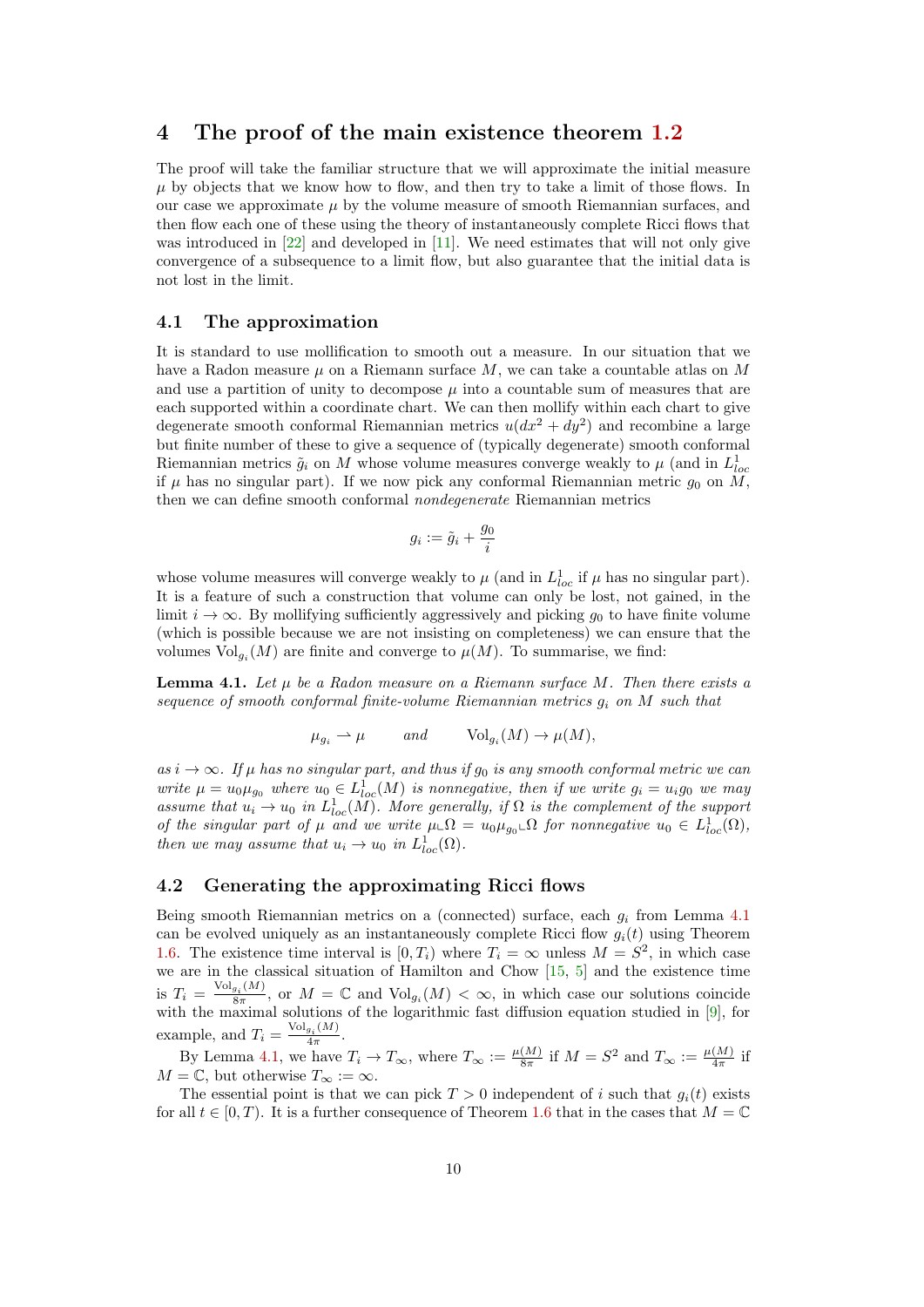# 4 The proof of the main existence theorem 1.2

The proof will take the familiar structure that we will approximate the initial measure $\mu$ by objects that we know how to flow, and then try to take a limit of those flows. In our case we approximate $\mu$ by the volume measure of smooth Riemannian surfaces, and then flow each one of these using the theory of instantaneously complete Ricci flows that was introduced in [22] and developed in [11]. We need estimates that will not only give convergence of a subsequence to a limit flow, but also guarantee that the initial data is not lost in the limit.

## 4.1 The approximation

It is standard to use mollification to smooth out a measure. In our situation that we have a Radon measure $\mu$ on a Riemann surface $M$, we can take a countable atlas on $M$ and use a partition of unity to decompose $\mu$ into a countable sum of measures that are each supported within a coordinate chart. We can then mollify within each chart to give degenerate smooth conformal Riemannian metrics $u(dx^2 + dy^2)$ and recombine a large but finite number of these to give a sequence of (typically degenerate) smooth conformal Riemannian metrics $\tilde{g}_i$ on $M$ whose volume measures converge weakly to $\mu$ (and in $L^1_{loc}$ if $\mu$ has no singular part). If we now pick any conformal Riemannian metric $g_0$ on $M$, then we can define smooth conformal *nondegenerate* Riemannian metrics

$$g_i := \tilde{g}_i + \frac{g_0}{i}$$

whose volume measures will converge weakly to $\mu$ (and in $L^1_{loc}$ if $\mu$ has no singular part). It is a feature of such a construction that volume can only be lost, not gained, in the limit $i \to \infty$. By mollifying sufficiently aggressively and picking $g_0$ to have finite volume (which is possible because we are not insisting on completeness) we can ensure that the volumes $\mathrm{Vol}_{g_i}(M)$ are finite and converge to $\mu(M)$. To summarise, we find:

**Lemma 4.1.** *Let $\mu$ be a Radon measure on a Riemann surface $M$. Then there exists a sequence of smooth conformal finite-volume Riemannian metrics $g_i$ on $M$ such that*

$$\mu_{g_i} \rightharpoonup \mu \qquad \text{and} \qquad \mathrm{Vol}_{g_i}(M) \to \mu(M),$$

*as $i \to \infty$. If $\mu$ has no singular part, and thus if $g_0$ is any smooth conformal metric we can write $\mu = u_0 \mu_{g_0}$ where $u_0 \in L^1_{loc}(M)$ is nonnegative, then if we write $g_i = u_i g_0$ we may assume that $u_i \to u_0$ in $L^1_{loc}(M)$. More generally, if $\Omega$ is the complement of the support of the singular part of $\mu$ and we write $\mu \llcorner \Omega = u_0 \mu_{g_0} \llcorner \Omega$ for nonnegative $u_0 \in L^1_{loc}(\Omega)$, then we may assume that $u_i \to u_0$ in $L^1_{loc}(\Omega)$.*

## 4.2 Generating the approximating Ricci flows

Being smooth Riemannian metrics on a (connected) surface, each $g_i$ from Lemma 4.1 can be evolved uniquely as an instantaneously complete Ricci flow $g_i(t)$ using Theorem 1.6. The existence time interval is $[0, T_i)$ where $T_i = \infty$ unless $M = S^2$, in which case we are in the classical situation of Hamilton and Chow [15, 5] and the existence time is $T_i = \frac{\mathrm{Vol}_{g_i}(M)}{8\pi}$, or $M = \mathbb{C}$ and $\mathrm{Vol}_{g_i}(M) < \infty$, in which case our solutions coincide with the maximal solutions of the logarithmic fast diffusion equation studied in [9], for example, and $T_i = \frac{\mathrm{Vol}_{g_i}(M)}{4\pi}$.

By Lemma 4.1, we have $T_i \to T_\infty$, where $T_\infty := \frac{\mu(M)}{8\pi}$ if $M = S^2$ and $T_\infty := \frac{\mu(M)}{4\pi}$ if $M = \mathbb{C}$, but otherwise $T_\infty := \infty$.

The essential point is that we can pick $T > 0$ independent of $i$ such that $g_i(t)$ exists for all $t \in [0, T)$. It is a further consequence of Theorem 1.6 that in the cases that $M = \mathbb{C}$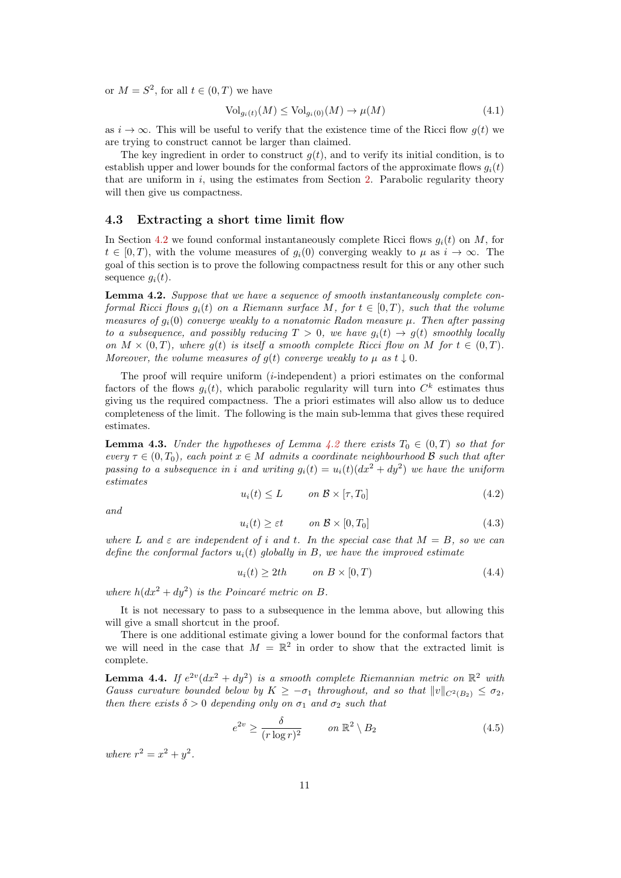or $M = S^2$, for all $t \in (0, T)$ we have

$$\mathrm{Vol}_{g_i(t)}(M) \leq \mathrm{Vol}_{g_i(0)}(M) \to \mu(M) \tag{4.1}$$

as $i \to \infty$. This will be useful to verify that the existence time of the Ricci flow $g(t)$ we are trying to construct cannot be larger than claimed.

The key ingredient in order to construct $g(t)$, and to verify its initial condition, is to establish upper and lower bounds for the conformal factors of the approximate flows $g_i(t)$ that are uniform in $i$, using the estimates from Section 2. Parabolic regularity theory will then give us compactness.

### 4.3 Extracting a short time limit flow

In Section 4.2 we found conformal instantaneously complete Ricci flows $g_i(t)$ on $M$, for $t \in [0, T)$, with the volume measures of $g_i(0)$ converging weakly to $\mu$ as $i \to \infty$. The goal of this section is to prove the following compactness result for this or any other such sequence $g_i(t)$.

**Lemma 4.2.** *Suppose that we have a sequence of smooth instantaneously complete conformal Ricci flows $g_i(t)$ on a Riemann surface $M$, for $t \in [0, T)$, such that the volume measures of $g_i(0)$ converge weakly to a nonatomic Radon measure $\mu$. Then after passing to a subsequence, and possibly reducing $T > 0$, we have $g_i(t) \to g(t)$ smoothly locally on $M \times (0, T)$, where $g(t)$ is itself a smooth complete Ricci flow on $M$ for $t \in (0, T)$. Moreover, the volume measures of $g(t)$ converge weakly to $\mu$ as $t \downarrow 0$.*

The proof will require uniform ($i$-independent) a priori estimates on the conformal factors of the flows $g_i(t)$, which parabolic regularity will turn into $C^k$ estimates thus giving us the required compactness. The a priori estimates will also allow us to deduce completeness of the limit. The following is the main sub-lemma that gives these required estimates.

**Lemma 4.3.** *Under the hypotheses of Lemma 4.2 there exists $T_0 \in (0, T)$ so that for every $\tau \in (0, T_0)$, each point $x \in M$ admits a coordinate neighbourhood $\mathcal{B}$ such that after passing to a subsequence in $i$ and writing $g_i(t) = u_i(t)(dx^2 + dy^2)$ we have the uniform estimates*

$$u_i(t) \leq L \qquad \text{on } \mathcal{B} \times [\tau, T_0] \tag{4.2}$$

*and*

$$u_i(t) \geq \varepsilon t \qquad \text{on } \mathcal{B} \times [0, T_0] \tag{4.3}$$

*where $L$ and $\varepsilon$ are independent of $i$ and $t$. In the special case that $M = B$, so we can define the conformal factors $u_i(t)$ globally in $B$, we have the improved estimate*

$$u_i(t) \geq 2th \qquad \text{on } B \times [0, T) \tag{4.4}$$

*where $h(dx^2 + dy^2)$ is the Poincaré metric on $B$.*

It is not necessary to pass to a subsequence in the lemma above, but allowing this will give a small shortcut in the proof.

There is one additional estimate giving a lower bound for the conformal factors that we will need in the case that $M = \mathbb{R}^2$ in order to show that the extracted limit is complete.

**Lemma 4.4.** *If $e^{2v}(dx^2 + dy^2)$ is a smooth complete Riemannian metric on $\mathbb{R}^2$ with Gauss curvature bounded below by $K \geq -\sigma_1$ throughout, and so that $\|v\|_{C^2(B_2)} \leq \sigma_2$, then there exists $\delta > 0$ depending only on $\sigma_1$ and $\sigma_2$ such that*

$$e^{2v} \geq \frac{\delta}{(r \log r)^2} \qquad \text{on } \mathbb{R}^2 \setminus B_2 \tag{4.5}$$

*where $r^2 = x^2 + y^2$.*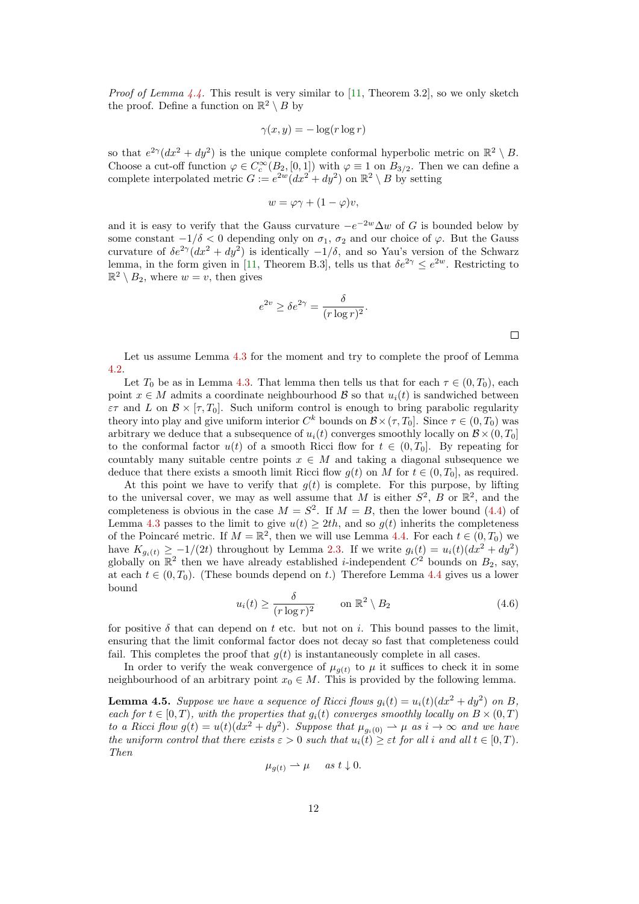*Proof of Lemma 4.4.* This result is very similar to [11, Theorem 3.2], so we only sketch the proof. Define a function on $\mathbb{R}^2 \setminus B$ by

$$\gamma(x, y) = -\log(r \log r)$$

so that $e^{2\gamma}(dx^2 + dy^2)$ is the unique complete conformal hyperbolic metric on $\mathbb{R}^2 \setminus B$. Choose a cut-off function $\varphi \in C_c^\infty(B_2, [0, 1])$ with $\varphi \equiv 1$ on $B_{3/2}$. Then we can define a complete interpolated metric $G := e^{2w}(dx^2 + dy^2)$ on $\mathbb{R}^2 \setminus B$ by setting

$$w = \varphi\gamma + (1 - \varphi)v,$$

and it is easy to verify that the Gauss curvature $-e^{-2w}\Delta w$ of $G$ is bounded below by some constant $-1/\delta < 0$ depending only on $\sigma_1$, $\sigma_2$ and our choice of $\varphi$. But the Gauss curvature of $\delta e^{2\gamma}(dx^2 + dy^2)$ is identically $-1/\delta$, and so Yau's version of the Schwarz lemma, in the form given in [11, Theorem B.3], tells us that $\delta e^{2\gamma} \leq e^{2w}$. Restricting to $\mathbb{R}^2 \setminus B_2$, where $w = v$, then gives

$$e^{2v} \geq \delta e^{2\gamma} = \frac{\delta}{(r \log r)^2}.$$

□

Let us assume Lemma 4.3 for the moment and try to complete the proof of Lemma 4.2.

Let $T_0$ be as in Lemma 4.3. That lemma then tells us that for each $\tau \in (0, T_0)$, each point $x \in M$ admits a coordinate neighbourhood $\mathcal{B}$ so that $u_i(t)$ is sandwiched between $\varepsilon\tau$ and $L$ on $\mathcal{B} \times [\tau, T_0]$. Such uniform control is enough to bring parabolic regularity theory into play and give uniform interior $C^k$ bounds on $\mathcal{B} \times (\tau, T_0]$. Since $\tau \in (0, T_0)$ was arbitrary we deduce that a subsequence of $u_i(t)$ converges smoothly locally on $\mathcal{B} \times (0, T_0]$ to the conformal factor $u(t)$ of a smooth Ricci flow for $t \in (0, T_0]$. By repeating for countably many suitable centre points $x \in M$ and taking a diagonal subsequence we deduce that there exists a smooth limit Ricci flow $g(t)$ on $M$ for $t \in (0, T_0]$, as required.

At this point we have to verify that $g(t)$ is complete. For this purpose, by lifting to the universal cover, we may as well assume that $M$ is either $S^2$, $B$ or $\mathbb{R}^2$, and the completeness is obvious in the case $M = S^2$. If $M = B$, then the lower bound (4.4) of Lemma 4.3 passes to the limit to give $u(t) \geq 2th$, and so $g(t)$ inherits the completeness of the Poincaré metric. If $M = \mathbb{R}^2$, then we will use Lemma 4.4. For each $t \in (0, T_0)$ we have $K_{g_i(t)} \geq -1/(2t)$ throughout by Lemma 2.3. If we write $g_i(t) = u_i(t)(dx^2 + dy^2)$ globally on $\mathbb{R}^2$ then we have already established $i$-independent $C^2$ bounds on $B_2$, say, at each $t \in (0, T_0)$. (These bounds depend on $t$.) Therefore Lemma 4.4 gives us a lower bound

$$u_i(t) \geq \frac{\delta}{(r \log r)^2} \qquad \text{on } \mathbb{R}^2 \setminus B_2 \tag{4.6}$$

for positive $\delta$ that can depend on $t$ etc. but not on $i$. This bound passes to the limit, ensuring that the limit conformal factor does not decay so fast that completeness could fail. This completes the proof that $g(t)$ is instantaneously complete in all cases.

In order to verify the weak convergence of $\mu_{g(t)}$ to $\mu$ it suffices to check it in some neighbourhood of an arbitrary point $x_0 \in M$. This is provided by the following lemma.

**Lemma 4.5.** *Suppose we have a sequence of Ricci flows $g_i(t) = u_i(t)(dx^2 + dy^2)$ on $B$, each for $t \in [0, T)$, with the properties that $g_i(t)$ converges smoothly locally on $B \times (0, T)$ to a Ricci flow $g(t) = u(t)(dx^2 + dy^2)$. Suppose that $\mu_{g_i(0)} \rightharpoonup \mu$ as $i \to \infty$ and we have the uniform control that there exists $\varepsilon > 0$ such that $u_i(t) \geq \varepsilon t$ for all $i$ and all $t \in [0, T)$. Then*

$$\mu_{g(t)} \rightharpoonup \mu \quad \text{as } t \downarrow 0.$$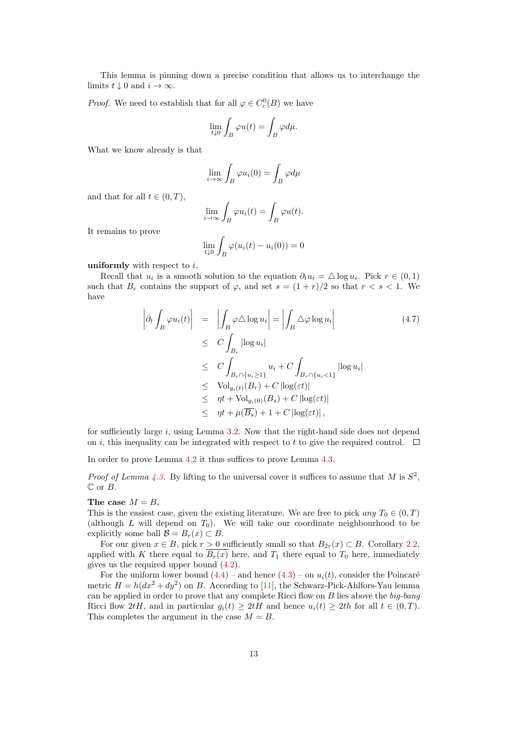This lemma is pinning down a precise condition that allows us to interchange the limits $t \downarrow 0$ and $i \to \infty$.

*Proof.* We need to establish that for all $\varphi \in C_c^0(B)$ we have

$$\lim_{t \downarrow 0} \int_B \varphi u(t) = \int_B \varphi d\mu.$$

What we know already is that

$$\lim_{i \to \infty} \int_B \varphi u_i(0) = \int_B \varphi d\mu$$

and that for all $t \in (0, T)$,

$$\lim_{i \to \infty} \int_B \varphi u_i(t) = \int_B \varphi u(t).$$

It remains to prove

$$\lim_{t \downarrow 0} \int_B \varphi (u_i(t) - u_i(0)) = 0$$

**uniformly** with respect to $i$.

Recall that $u_i$ is a smooth solution to the equation $\partial_t u_i = \triangle \log u_i$. Pick $r \in (0,1)$ such that $B_r$ contains the support of $\varphi$, and set $s = (1+r)/2$ so that $r < s < 1$. We have

$$\begin{aligned} \left| \partial_t \int_B \varphi u_i(t) \right| &= \left| \int_B \varphi \triangle \log u_i \right| = \left| \int_B \triangle \varphi \log u_i \right| \\ &\leq C \int_{B_r} |\log u_i| \\ &\leq C \int_{B_r \cap \{u_i \geq 1\}} u_i + C \int_{B_r \cap \{u_i < 1\}} |\log u_i| \\ &\leq \mathrm{Vol}_{g_i(t)}(B_r) + C \left| \log(\varepsilon t) \right| \\ &\leq \eta t + \mathrm{Vol}_{g_i(0)}(B_s) + C \left| \log(\varepsilon t) \right| \\ &\leq \eta t + \mu(\overline{B_s}) + 1 + C \left| \log(\varepsilon t) \right|, \end{aligned} \tag{4.7}$$

for sufficiently large $i$, using Lemma 3.2. Now that the right-hand side does not depend on $i$, this inequality can be integrated with respect to $t$ to give the required control. $\square$

In order to prove Lemma 4.2 it thus suffices to prove Lemma 4.3.

*Proof of Lemma 4.3.* By lifting to the universal cover it suffices to assume that $M$ is $S^2$, $\mathbb{C}$ or $B$.

**The case $M = B$.**
This is the easiest case, given the existing literature. We are free to pick *any* $T_0 \in (0, T)$ (although $L$ will depend on $T_0$). We will take our coordinate neighbourhood to be explicitly some ball $\mathcal{B} = B_r(x) \subset B$.

For our given $x \in B$, pick $r > 0$ sufficiently small so that $B_{2r}(x) \subset B$. Corollary 2.2, applied with $K$ there equal to $\overline{B_r(x)}$ here, and $T_1$ there equal to $T_0$ here, immediately gives us the required upper bound (4.2).

For the uniform lower bound (4.4) – and hence (4.3) – on $u_i(t)$, consider the Poincaré metric $H = h(dx^2 + dy^2)$ on $B$. According to [11], the Schwarz-Pick-Ahlfors-Yau lemma can be applied in order to prove that any complete Ricci flow on $B$ lies above the *big-bang* Ricci flow $2tH$, and in particular $g_i(t) \geq 2tH$ and hence $u_i(t) \geq 2th$ for all $t \in (0, T)$. This completes the argument in the case $M = B$.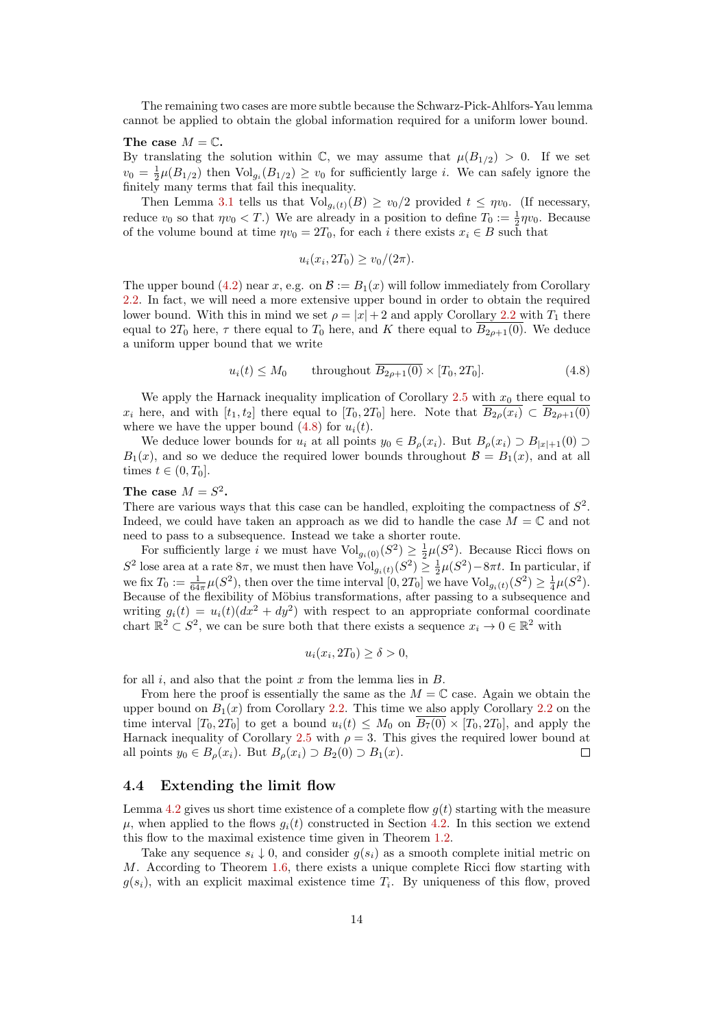The remaining two cases are more subtle because the Schwarz-Pick-Ahlfors-Yau lemma cannot be applied to obtain the global information required for a uniform lower bound.

**The case $M = \mathbb{C}$.**
By translating the solution within $\mathbb{C}$, we may assume that $\mu(B_{1/2}) > 0$. If we set $v_0 = \frac{1}{2}\mu(B_{1/2})$ then $\mathrm{Vol}_{g_i}(B_{1/2}) \geq v_0$ for sufficiently large $i$. We can safely ignore the finitely many terms that fail this inequality.

Then Lemma 3.1 tells us that $\mathrm{Vol}_{g_i(t)}(B) \geq v_0/2$ provided $t \leq \eta v_0$. (If necessary, reduce $v_0$ so that $\eta v_0 < T$.) We are already in a position to define $T_0 := \frac{1}{2}\eta v_0$. Because of the volume bound at time $\eta v_0 = 2T_0$, for each $i$ there exists $x_i \in B$ such that

$$u_i(x_i, 2T_0) \geq v_0/(2\pi).$$

The upper bound (4.2) near $x$, e.g. on $\mathcal{B} := B_1(x)$ will follow immediately from Corollary 2.2. In fact, we will need a more extensive upper bound in order to obtain the required lower bound. With this in mind we set $\rho = |x| + 2$ and apply Corollary 2.2 with $T_1$ there equal to $2T_0$ here, $\tau$ there equal to $T_0$ here, and $K$ there equal to $\overline{B_{2\rho+1}(0)}$. We deduce a uniform upper bound that we write

$$u_i(t) \leq M_0 \qquad \text{throughout } \overline{B_{2\rho+1}(0)} \times [T_0, 2T_0]. \tag{4.8}$$

We apply the Harnack inequality implication of Corollary 2.5 with $x_0$ there equal to $x_i$ here, and with $[t_1, t_2]$ there equal to $[T_0, 2T_0]$ here. Note that $\overline{B_{2\rho}(x_i)} \subset \overline{B_{2\rho+1}(0)}$ where we have the upper bound (4.8) for $u_i(t)$.

We deduce lower bounds for $u_i$ at all points $y_0 \in B_\rho(x_i)$. But $B_\rho(x_i) \supset B_{|x|+1}(0) \supset B_1(x)$, and so we deduce the required lower bounds throughout $\mathcal{B} = B_1(x)$, and at all times $t \in (0, T_0]$.

**The case $M = S^2$.**
There are various ways that this case can be handled, exploiting the compactness of $S^2$. Indeed, we could have taken an approach as we did to handle the case $M = \mathbb{C}$ and not need to pass to a subsequence. Instead we take a shorter route.

For sufficiently large $i$ we must have $\mathrm{Vol}_{g_i(0)}(S^2) \geq \frac{1}{2}\mu(S^2)$. Because Ricci flows on $S^2$ lose area at a rate $8\pi$, we must then have $\mathrm{Vol}_{g_i(t)}(S^2) \geq \frac{1}{2}\mu(S^2) - 8\pi t$. In particular, if we fix $T_0 := \frac{1}{64\pi}\mu(S^2)$, then over the time interval $[0, 2T_0]$ we have $\mathrm{Vol}_{g_i(t)}(S^2) \geq \frac{1}{4}\mu(S^2)$. Because of the flexibility of Möbius transformations, after passing to a subsequence and writing $g_i(t) = u_i(t)(dx^2 + dy^2)$ with respect to an appropriate conformal coordinate chart $\mathbb{R}^2 \subset S^2$, we can be sure both that there exists a sequence $x_i \to 0 \in \mathbb{R}^2$ with

$$u_i(x_i, 2T_0) \geq \delta > 0,$$

for all $i$, and also that the point $x$ from the lemma lies in $B$.

From here the proof is essentially the same as the $M = \mathbb{C}$ case. Again we obtain the upper bound on $B_1(x)$ from Corollary 2.2. This time we also apply Corollary 2.2 on the time interval $[T_0, 2T_0]$ to get a bound $u_i(t) \leq M_0$ on $\overline{B_7(0)} \times [T_0, 2T_0]$, and apply the Harnack inequality of Corollary 2.5 with $\rho = 3$. This gives the required lower bound at all points $y_0 \in B_\rho(x_i)$. But $B_\rho(x_i) \supset B_2(0) \supset B_1(x)$. □

## 4.4 Extending the limit flow

Lemma 4.2 gives us short time existence of a complete flow $g(t)$ starting with the measure $\mu$, when applied to the flows $g_i(t)$ constructed in Section 4.2. In this section we extend this flow to the maximal existence time given in Theorem 1.2.

Take any sequence $s_i \downarrow 0$, and consider $g(s_i)$ as a smooth complete initial metric on $M$. According to Theorem 1.6, there exists a unique complete Ricci flow starting with $g(s_i)$, with an explicit maximal existence time $T_i$. By uniqueness of this flow, proved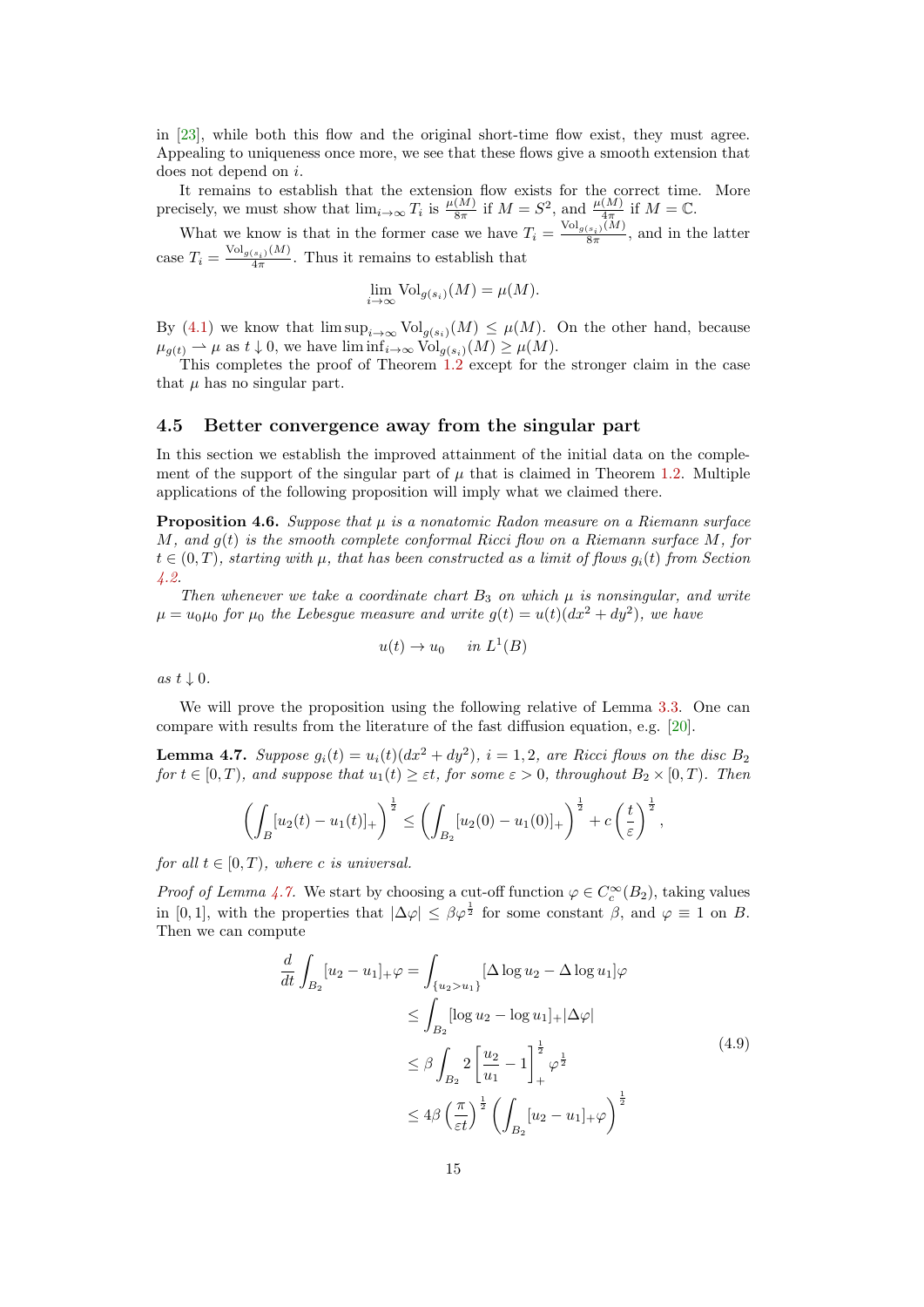in [23], while both this flow and the original short-time flow exist, they must agree. Appealing to uniqueness once more, we see that these flows give a smooth extension that does not depend on $i$.

It remains to establish that the extension flow exists for the correct time. More precisely, we must show that $\lim_{i\to\infty} T_i$ is $\frac{\mu(M)}{8\pi}$ if $M = S^2$, and $\frac{\mu(M)}{4\pi}$ if $M = \mathbb{C}$.

What we know is that in the former case we have $T_i = \frac{\mathrm{Vol}_{g(s_i)}(M)}{8\pi}$, and in the latter case $T_i = \frac{\mathrm{Vol}_{g(s_i)}(M)}{4\pi}$. Thus it remains to establish that

$$\lim_{i\to\infty} \mathrm{Vol}_{g(s_i)}(M) = \mu(M).$$

By (4.1) we know that $\limsup_{i\to\infty} \mathrm{Vol}_{g(s_i)}(M) \leq \mu(M)$. On the other hand, because $\mu_{g(t)} \rightharpoonup \mu$ as $t \downarrow 0$, we have $\liminf_{i\to\infty} \mathrm{Vol}_{g(s_i)}(M) \geq \mu(M)$.

This completes the proof of Theorem 1.2 except for the stronger claim in the case that $\mu$ has no singular part.

## 4.5 Better convergence away from the singular part

In this section we establish the improved attainment of the initial data on the complement of the support of the singular part of $\mu$ that is claimed in Theorem 1.2. Multiple applications of the following proposition will imply what we claimed there.

**Proposition 4.6.** *Suppose that $\mu$ is a nonatomic Radon measure on a Riemann surface $M$, and $g(t)$ is the smooth complete conformal Ricci flow on a Riemann surface $M$, for $t \in (0,T)$, starting with $\mu$, that has been constructed as a limit of flows $g_i(t)$ from Section 4.2.*

*Then whenever we take a coordinate chart $B_3$ on which $\mu$ is nonsingular, and write $\mu = u_0\mu_0$ for $\mu_0$ the Lebesgue measure and write $g(t) = u(t)(dx^2 + dy^2)$, we have*

$$u(t) \to u_0 \quad \text{in } L^1(B)$$

*as $t \downarrow 0$.*

We will prove the proposition using the following relative of Lemma 3.3. One can compare with results from the literature of the fast diffusion equation, e.g. [20].

**Lemma 4.7.** *Suppose $g_i(t) = u_i(t)(dx^2 + dy^2)$, $i = 1,2$, are Ricci flows on the disc $B_2$ for $t \in [0,T)$, and suppose that $u_1(t) \geq \varepsilon t$, for some $\varepsilon > 0$, throughout $B_2 \times [0,T)$. Then*

$$\left(\int_B [u_2(t) - u_1(t)]_+\right)^{\frac{1}{2}} \leq \left(\int_{B_2} [u_2(0) - u_1(0)]_+\right)^{\frac{1}{2}} + c\left(\frac{t}{\varepsilon}\right)^{\frac{1}{2}},$$

*for all $t \in [0,T)$, where $c$ is universal.*

*Proof of Lemma 4.7.* We start by choosing a cut-off function $\varphi \in C_c^\infty(B_2)$, taking values in $[0,1]$, with the properties that $|\Delta\varphi| \leq \beta\varphi^{\frac{1}{2}}$ for some constant $\beta$, and $\varphi \equiv 1$ on $B$. Then we can compute

$$\begin{aligned}
\frac{d}{dt}\int_{B_2} [u_2 - u_1]_+\varphi &= \int_{\{u_2 > u_1\}} [\Delta \log u_2 - \Delta \log u_1]\varphi \\
&\leq \int_{B_2} [\log u_2 - \log u_1]_+ |\Delta\varphi| \\
&\leq \beta \int_{B_2} 2\left[\frac{u_2}{u_1} - 1\right]_+^{\frac{1}{2}} \varphi^{\frac{1}{2}} \\
&\leq 4\beta\left(\frac{\pi}{\varepsilon t}\right)^{\frac{1}{2}} \left(\int_{B_2} [u_2 - u_1]_+\varphi\right)^{\frac{1}{2}}
\end{aligned} \tag{4.9}$$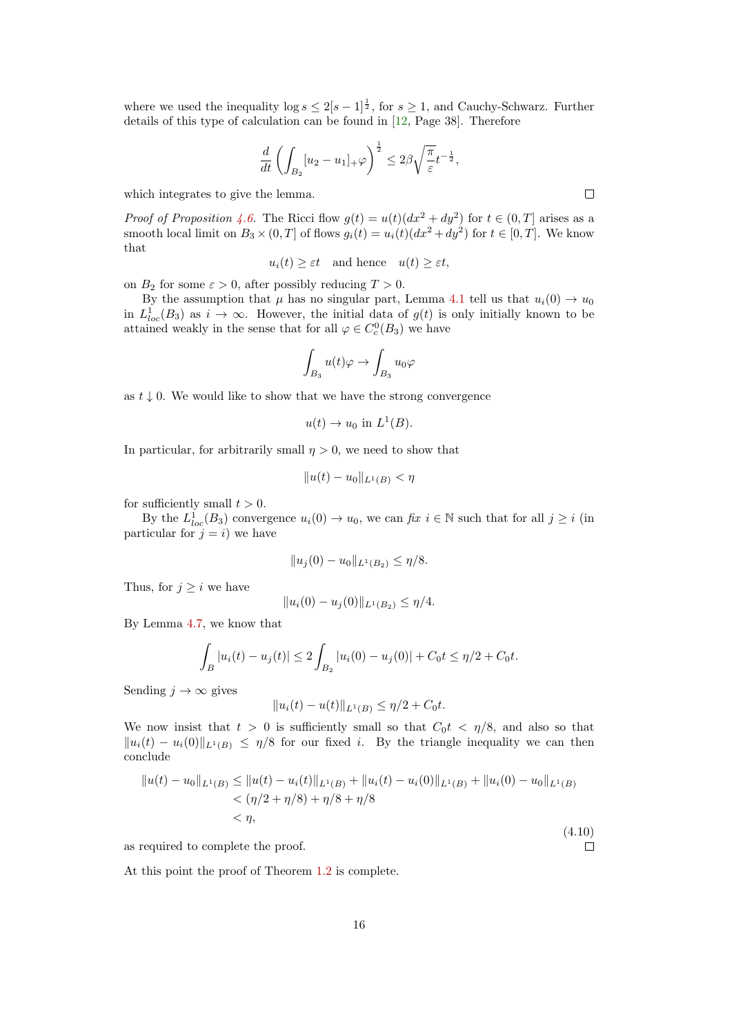where we used the inequality $\log s \leq 2[s-1]^{\frac{1}{2}}$, for $s \geq 1$, and Cauchy-Schwarz. Further details of this type of calculation can be found in [12, Page 38]. Therefore

$$\frac{d}{dt}\left(\int_{B_2}[u_2 - u_1]_+\varphi\right)^{\frac{1}{2}} \leq 2\beta\sqrt{\frac{\pi}{\varepsilon}}t^{-\frac{1}{2}},$$

which integrates to give the lemma. □

*Proof of Proposition 4.6.* The Ricci flow $g(t) = u(t)(dx^2 + dy^2)$ for $t \in (0, T]$ arises as a smooth local limit on $B_3 \times (0, T]$ of flows $g_i(t) = u_i(t)(dx^2 + dy^2)$ for $t \in [0, T]$. We know that

$$u_i(t) \geq \varepsilon t \quad \text{and hence} \quad u(t) \geq \varepsilon t,$$

on $B_2$ for some $\varepsilon > 0$, after possibly reducing $T > 0$.

By the assumption that $\mu$ has no singular part, Lemma 4.1 tell us that $u_i(0) \to u_0$ in $L^1_{loc}(B_3)$ as $i \to \infty$. However, the initial data of $g(t)$ is only initially known to be attained weakly in the sense that for all $\varphi \in C^0_c(B_3)$ we have

$$\int_{B_3} u(t)\varphi \to \int_{B_3} u_0\varphi$$

as $t \downarrow 0$. We would like to show that we have the strong convergence

$$u(t) \to u_0 \text{ in } L^1(B).$$

In particular, for arbitrarily small $\eta > 0$, we need to show that

$$\|u(t) - u_0\|_{L^1(B)} < \eta$$

for sufficiently small $t > 0$.

By the $L^1_{loc}(B_3)$ convergence $u_i(0) \to u_0$, we can *fix* $i \in \mathbb{N}$ such that for all $j \geq i$ (in particular for $j = i$) we have

$$\|u_j(0) - u_0\|_{L^1(B_2)} \leq \eta/8.$$

Thus, for $j \geq i$ we have

$$\|u_i(0) - u_j(0)\|_{L^1(B_2)} \leq \eta/4.$$

By Lemma 4.7, we know that

$$\int_B |u_i(t) - u_j(t)| \leq 2\int_{B_2} |u_i(0) - u_j(0)| + C_0 t \leq \eta/2 + C_0 t.$$

Sending $j \to \infty$ gives

$$\|u_i(t) - u(t)\|_{L^1(B)} \leq \eta/2 + C_0 t.$$

We now insist that $t > 0$ is sufficiently small so that $C_0 t < \eta/8$, and also so that $\|u_i(t) - u_i(0)\|_{L^1(B)} \leq \eta/8$ for our fixed $i$. By the triangle inequality we can then conclude

$$\begin{aligned}
\|u(t) - u_0\|_{L^1(B)} &\leq \|u(t) - u_i(t)\|_{L^1(B)} + \|u_i(t) - u_i(0)\|_{L^1(B)} + \|u_i(0) - u_0\|_{L^1(B)} \\
&< (\eta/2 + \eta/8) + \eta/8 + \eta/8 \\
&< \eta,
\end{aligned} \tag{4.10}$$

as required to complete the proof. □

At this point the proof of Theorem 1.2 is complete.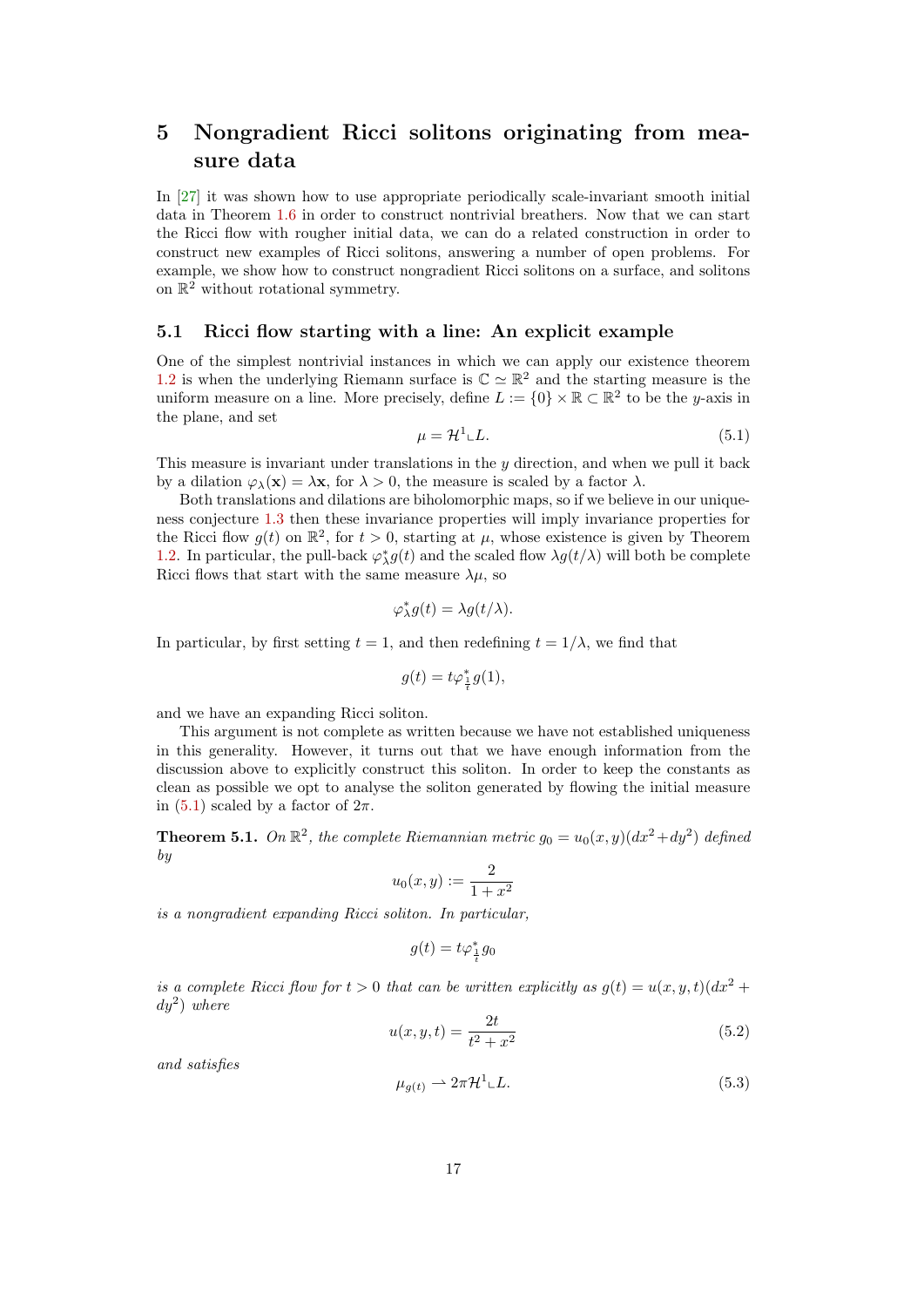# 5 Nongradient Ricci solitons originating from measure data

In [27] it was shown how to use appropriate periodically scale-invariant smooth initial data in Theorem 1.6 in order to construct nontrivial breathers. Now that we can start the Ricci flow with rougher initial data, we can do a related construction in order to construct new examples of Ricci solitons, answering a number of open problems. For example, we show how to construct nongradient Ricci solitons on a surface, and solitons on $\mathbb{R}^2$ without rotational symmetry.

## 5.1 Ricci flow starting with a line: An explicit example

One of the simplest nontrivial instances in which we can apply our existence theorem 1.2 is when the underlying Riemann surface is $\mathbb{C} \simeq \mathbb{R}^2$ and the starting measure is the uniform measure on a line. More precisely, define $L := \{0\} \times \mathbb{R} \subset \mathbb{R}^2$ to be the $y$-axis in the plane, and set

$$\mu = \mathcal{H}^1 \llcorner L. \tag{5.1}$$

This measure is invariant under translations in the $y$ direction, and when we pull it back by a dilation $\varphi_\lambda(\mathbf{x}) = \lambda \mathbf{x}$, for $\lambda > 0$, the measure is scaled by a factor $\lambda$.

Both translations and dilations are biholomorphic maps, so if we believe in our uniqueness conjecture 1.3 then these invariance properties will imply invariance properties for the Ricci flow $g(t)$ on $\mathbb{R}^2$, for $t > 0$, starting at $\mu$, whose existence is given by Theorem 1.2. In particular, the pull-back $\varphi_\lambda^* g(t)$ and the scaled flow $\lambda g(t/\lambda)$ will both be complete Ricci flows that start with the same measure $\lambda\mu$, so

$$\varphi_\lambda^* g(t) = \lambda g(t/\lambda).$$

In particular, by first setting $t = 1$, and then redefining $t = 1/\lambda$, we find that

$$g(t) = t \varphi_{\frac{1}{t}}^* g(1),$$

and we have an expanding Ricci soliton.

This argument is not complete as written because we have not established uniqueness in this generality. However, it turns out that we have enough information from the discussion above to explicitly construct this soliton. In order to keep the constants as clean as possible we opt to analyse the soliton generated by flowing the initial measure in (5.1) scaled by a factor of $2\pi$.

**Theorem 5.1.** *On $\mathbb{R}^2$, the complete Riemannian metric $g_0 = u_0(x,y)(dx^2 + dy^2)$ defined by*

$$u_0(x,y) := \frac{2}{1+x^2}$$

*is a nongradient expanding Ricci soliton. In particular,*

$$g(t) = t \varphi_{\frac{1}{t}}^* g_0$$

*is a complete Ricci flow for $t > 0$ that can be written explicitly as $g(t) = u(x,y,t)(dx^2 + dy^2)$ where*

$$u(x,y,t) = \frac{2t}{t^2 + x^2} \tag{5.2}$$

*and satisfies*

$$\mu_{g(t)} \rightharpoonup 2\pi \mathcal{H}^1 \llcorner L. \tag{5.3}$$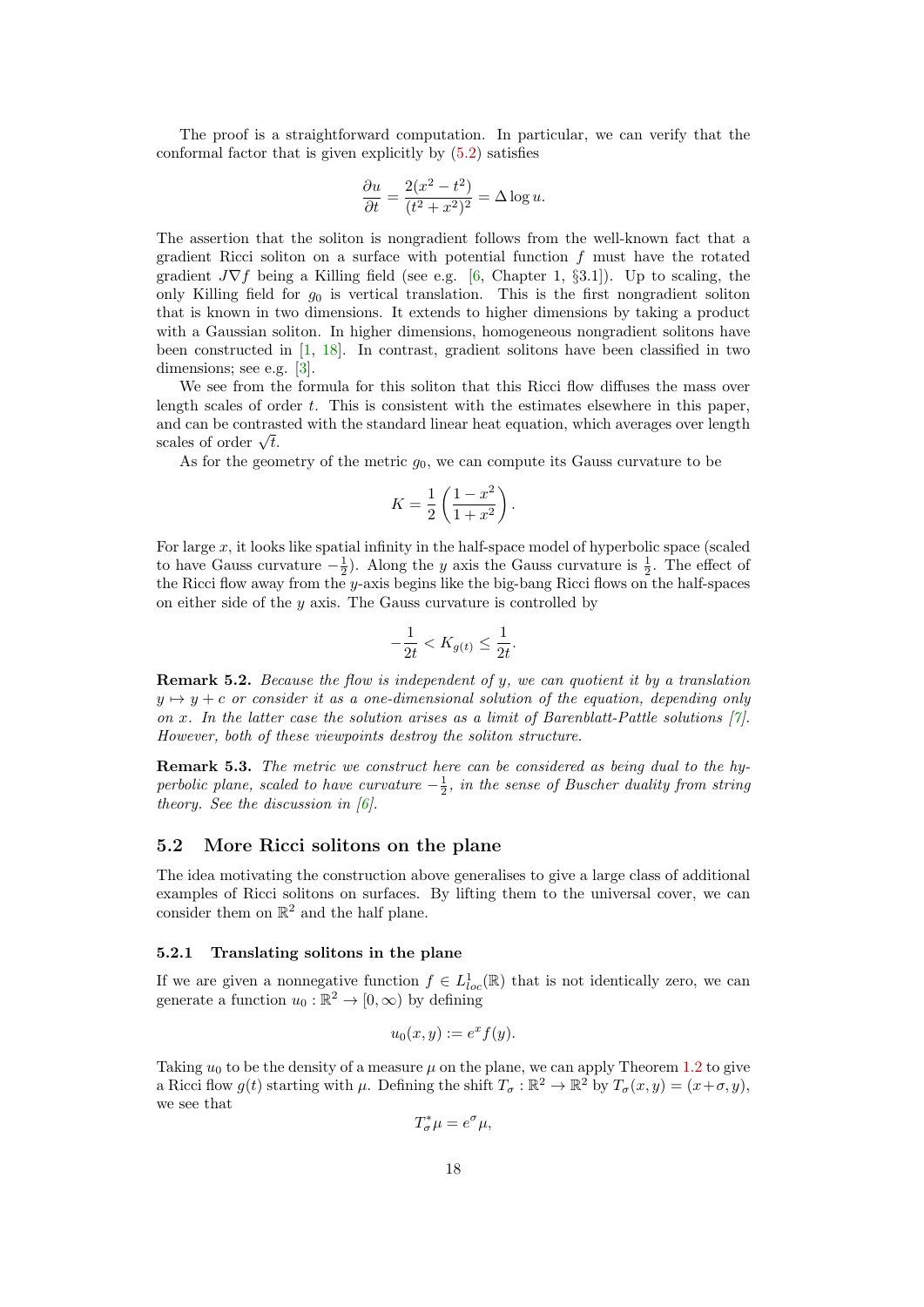The proof is a straightforward computation. In particular, we can verify that the conformal factor that is given explicitly by (5.2) satisfies

$$\frac{\partial u}{\partial t} = \frac{2(x^2 - t^2)}{(t^2 + x^2)^2} = \Delta \log u.$$

The assertion that the soliton is nongradient follows from the well-known fact that a gradient Ricci soliton on a surface with potential function $f$ must have the rotated gradient $J\nabla f$ being a Killing field (see e.g. [6, Chapter 1, §3.1]). Up to scaling, the only Killing field for $g_0$ is vertical translation. This is the first nongradient soliton that is known in two dimensions. It extends to higher dimensions by taking a product with a Gaussian soliton. In higher dimensions, homogeneous nongradient solitons have been constructed in [1, 18]. In contrast, gradient solitons have been classified in two dimensions; see e.g. [3].

We see from the formula for this soliton that this Ricci flow diffuses the mass over length scales of order $t$. This is consistent with the estimates elsewhere in this paper, and can be contrasted with the standard linear heat equation, which averages over length scales of order $\sqrt{t}$.

As for the geometry of the metric $g_0$, we can compute its Gauss curvature to be

$$K = \frac{1}{2}\left(\frac{1 - x^2}{1 + x^2}\right).$$

For large $x$, it looks like spatial infinity in the half-space model of hyperbolic space (scaled to have Gauss curvature $-\frac{1}{2}$). Along the $y$ axis the Gauss curvature is $\frac{1}{2}$. The effect of the Ricci flow away from the $y$-axis begins like the big-bang Ricci flows on the half-spaces on either side of the $y$ axis. The Gauss curvature is controlled by

$$-\frac{1}{2t} < K_{g(t)} \leq \frac{1}{2t}.$$

**Remark 5.2.** *Because the flow is independent of $y$, we can quotient it by a translation $y \mapsto y + c$ or consider it as a one-dimensional solution of the equation, depending only on $x$. In the latter case the solution arises as a limit of Barenblatt-Pattle solutions [7]. However, both of these viewpoints destroy the soliton structure.*

**Remark 5.3.** *The metric we construct here can be considered as being dual to the hyperbolic plane, scaled to have curvature $-\frac{1}{2}$, in the sense of Buscher duality from string theory. See the discussion in [6].*

## 5.2 More Ricci solitons on the plane

The idea motivating the construction above generalises to give a large class of additional examples of Ricci solitons on surfaces. By lifting them to the universal cover, we can consider them on $\mathbb{R}^2$ and the half plane.

### 5.2.1 Translating solitons in the plane

If we are given a nonnegative function $f \in L^1_{loc}(\mathbb{R})$ that is not identically zero, we can generate a function $u_0 : \mathbb{R}^2 \to [0, \infty)$ by defining

$$u_0(x, y) := e^x f(y).$$

Taking $u_0$ to be the density of a measure $\mu$ on the plane, we can apply Theorem 1.2 to give a Ricci flow $g(t)$ starting with $\mu$. Defining the shift $T_\sigma : \mathbb{R}^2 \to \mathbb{R}^2$ by $T_\sigma(x, y) = (x+\sigma, y)$, we see that

$$T_\sigma^* \mu = e^\sigma \mu,$$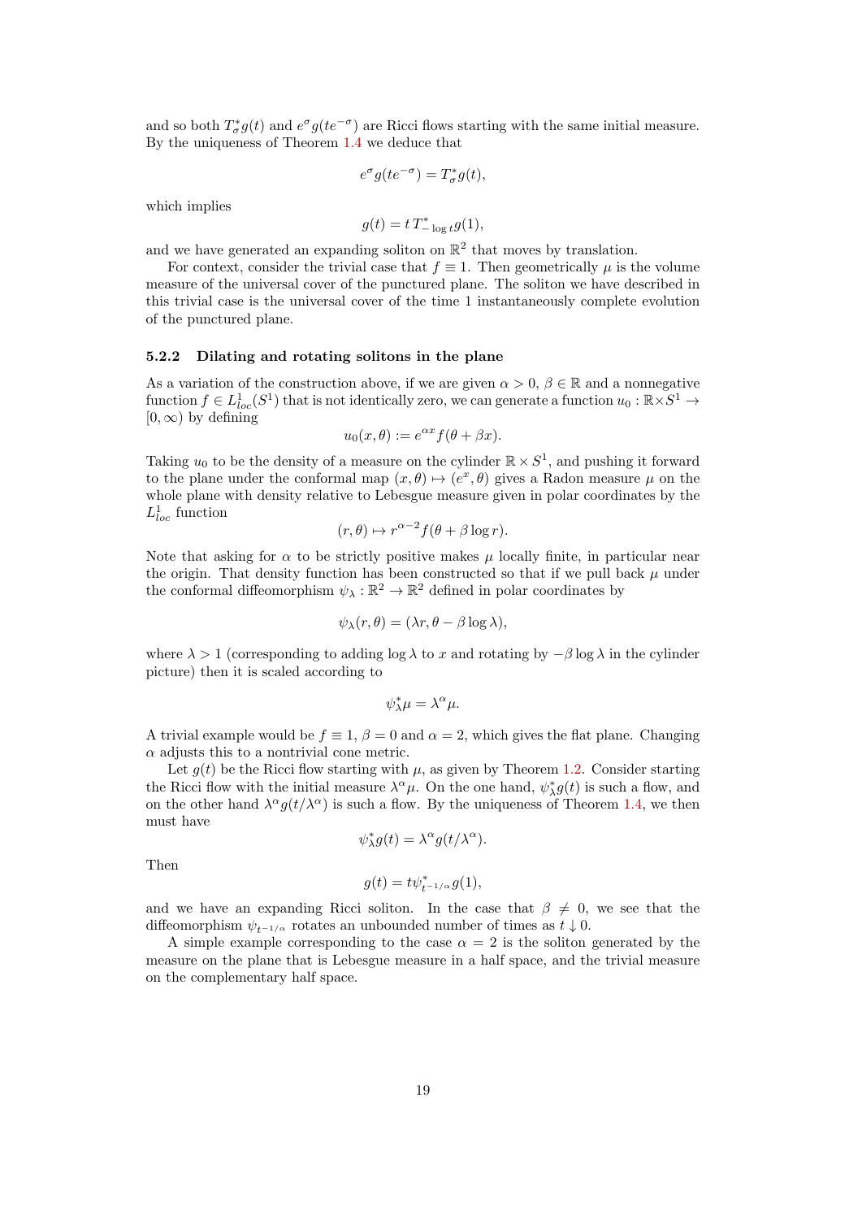and so both $T_\sigma^* g(t)$ and $e^\sigma g(te^{-\sigma})$ are Ricci flows starting with the same initial measure. By the uniqueness of Theorem 1.4 we deduce that

$$e^\sigma g(te^{-\sigma}) = T_\sigma^* g(t),$$

which implies

$$g(t) = t\, T_{-\log t}^* g(1),$$

and we have generated an expanding soliton on $\mathbb{R}^2$ that moves by translation.

For context, consider the trivial case that $f \equiv 1$. Then geometrically $\mu$ is the volume measure of the universal cover of the punctured plane. The soliton we have described in this trivial case is the universal cover of the time 1 instantaneously complete evolution of the punctured plane.

### 5.2.2 Dilating and rotating solitons in the plane

As a variation of the construction above, if we are given $\alpha > 0$, $\beta \in \mathbb{R}$ and a nonnegative function $f \in L^1_{loc}(S^1)$ that is not identically zero, we can generate a function $u_0 : \mathbb{R} \times S^1 \to [0, \infty)$ by defining

$$u_0(x, \theta) := e^{\alpha x} f(\theta + \beta x).$$

Taking $u_0$ to be the density of a measure on the cylinder $\mathbb{R} \times S^1$, and pushing it forward to the plane under the conformal map $(x, \theta) \mapsto (e^x, \theta)$ gives a Radon measure $\mu$ on the whole plane with density relative to Lebesgue measure given in polar coordinates by the $L^1_{loc}$ function

$$(r, \theta) \mapsto r^{\alpha - 2} f(\theta + \beta \log r).$$

Note that asking for $\alpha$ to be strictly positive makes $\mu$ locally finite, in particular near the origin. That density function has been constructed so that if we pull back $\mu$ under the conformal diffeomorphism $\psi_\lambda : \mathbb{R}^2 \to \mathbb{R}^2$ defined in polar coordinates by

$$\psi_\lambda(r, \theta) = (\lambda r, \theta - \beta \log \lambda),$$

where $\lambda > 1$ (corresponding to adding $\log \lambda$ to $x$ and rotating by $-\beta \log \lambda$ in the cylinder picture) then it is scaled according to

$$\psi_\lambda^* \mu = \lambda^\alpha \mu.$$

A trivial example would be $f \equiv 1$, $\beta = 0$ and $\alpha = 2$, which gives the flat plane. Changing $\alpha$ adjusts this to a nontrivial cone metric.

Let $g(t)$ be the Ricci flow starting with $\mu$, as given by Theorem 1.2. Consider starting the Ricci flow with the initial measure $\lambda^\alpha \mu$. On the one hand, $\psi_\lambda^* g(t)$ is such a flow, and on the other hand $\lambda^\alpha g(t/\lambda^\alpha)$ is such a flow. By the uniqueness of Theorem 1.4, we then must have

$$\psi_\lambda^* g(t) = \lambda^\alpha g(t/\lambda^\alpha).$$

Then

$$g(t) = t \psi_{t^{-1/\alpha}}^* g(1),$$

and we have an expanding Ricci soliton. In the case that $\beta \neq 0$, we see that the diffeomorphism $\psi_{t^{-1/\alpha}}$ rotates an unbounded number of times as $t \downarrow 0$.

A simple example corresponding to the case $\alpha = 2$ is the soliton generated by the measure on the plane that is Lebesgue measure in a half space, and the trivial measure on the complementary half space.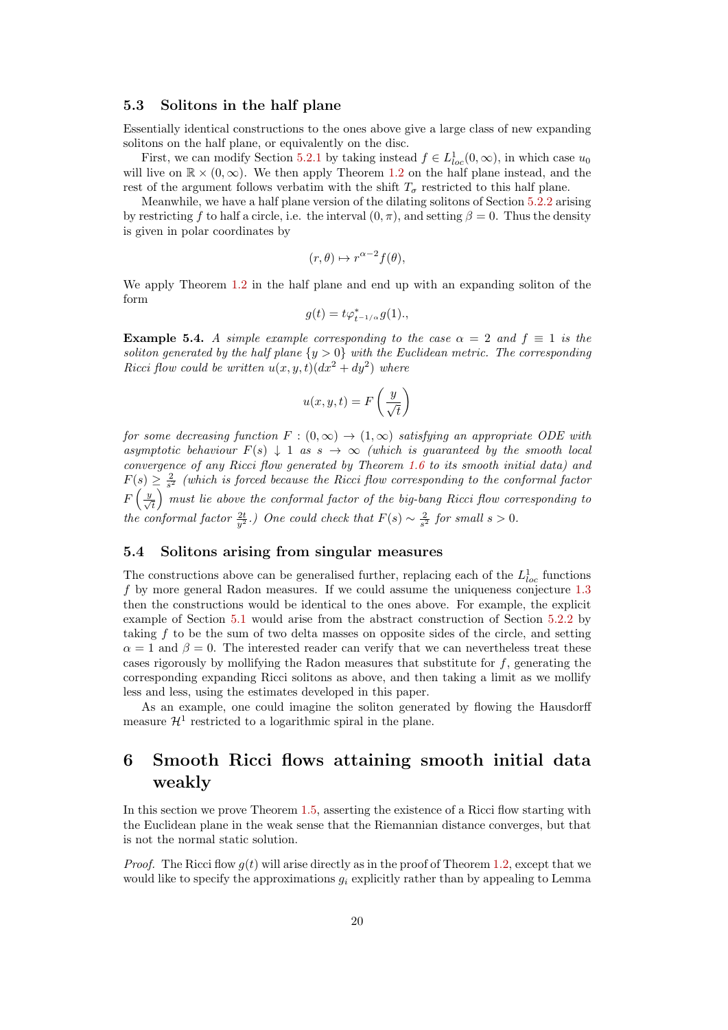### 5.3 Solitons in the half plane

Essentially identical constructions to the ones above give a large class of new expanding solitons on the half plane, or equivalently on the disc.

First, we can modify Section 5.2.1 by taking instead $f \in L^1_{loc}(0,\infty)$, in which case $u_0$ will live on $\mathbb{R} \times (0,\infty)$. We then apply Theorem 1.2 on the half plane instead, and the rest of the argument follows verbatim with the shift $T_\sigma$ restricted to this half plane.

Meanwhile, we have a half plane version of the dilating solitons of Section 5.2.2 arising by restricting $f$ to half a circle, i.e. the interval $(0,\pi)$, and setting $\beta = 0$. Thus the density is given in polar coordinates by

$$(r,\theta) \mapsto r^{\alpha-2} f(\theta),$$

We apply Theorem 1.2 in the half plane and end up with an expanding soliton of the form

$$g(t) = t\varphi^*_{t^{-1/\alpha}} g(1).,$$

**Example 5.4.** *A simple example corresponding to the case $\alpha = 2$ and $f \equiv 1$ is the soliton generated by the half plane $\{y > 0\}$ with the Euclidean metric. The corresponding Ricci flow could be written $u(x,y,t)(dx^2 + dy^2)$ where*

$$u(x,y,t) = F\left(\frac{y}{\sqrt{t}}\right)$$

*for some decreasing function $F : (0,\infty) \to (1,\infty)$ satisfying an appropriate ODE with asymptotic behaviour $F(s) \downarrow 1$ as $s \to \infty$ (which is guaranteed by the smooth local convergence of any Ricci flow generated by Theorem 1.6 to its smooth initial data) and $F(s) \geq \frac{2}{s^2}$ (which is forced because the Ricci flow corresponding to the conformal factor $F\left(\frac{y}{\sqrt{t}}\right)$ must lie above the conformal factor of the big-bang Ricci flow corresponding to the conformal factor $\frac{2t}{y^2}$.) One could check that $F(s) \sim \frac{2}{s^2}$ for small $s > 0$.*

### 5.4 Solitons arising from singular measures

The constructions above can be generalised further, replacing each of the $L^1_{loc}$ functions $f$ by more general Radon measures. If we could assume the uniqueness conjecture 1.3 then the constructions would be identical to the ones above. For example, the explicit example of Section 5.1 would arise from the abstract construction of Section 5.2.2 by taking $f$ to be the sum of two delta masses on opposite sides of the circle, and setting $\alpha = 1$ and $\beta = 0$. The interested reader can verify that we can nevertheless treat these cases rigorously by mollifying the Radon measures that substitute for $f$, generating the corresponding expanding Ricci solitons as above, and then taking a limit as we mollify less and less, using the estimates developed in this paper.

As an example, one could imagine the soliton generated by flowing the Hausdorff measure $\mathcal{H}^1$ restricted to a logarithmic spiral in the plane.

## 6 Smooth Ricci flows attaining smooth initial data weakly

In this section we prove Theorem 1.5, asserting the existence of a Ricci flow starting with the Euclidean plane in the weak sense that the Riemannian distance converges, but that is not the normal static solution.

*Proof.* The Ricci flow $g(t)$ will arise directly as in the proof of Theorem 1.2, except that we would like to specify the approximations $g_i$ explicitly rather than by appealing to Lemma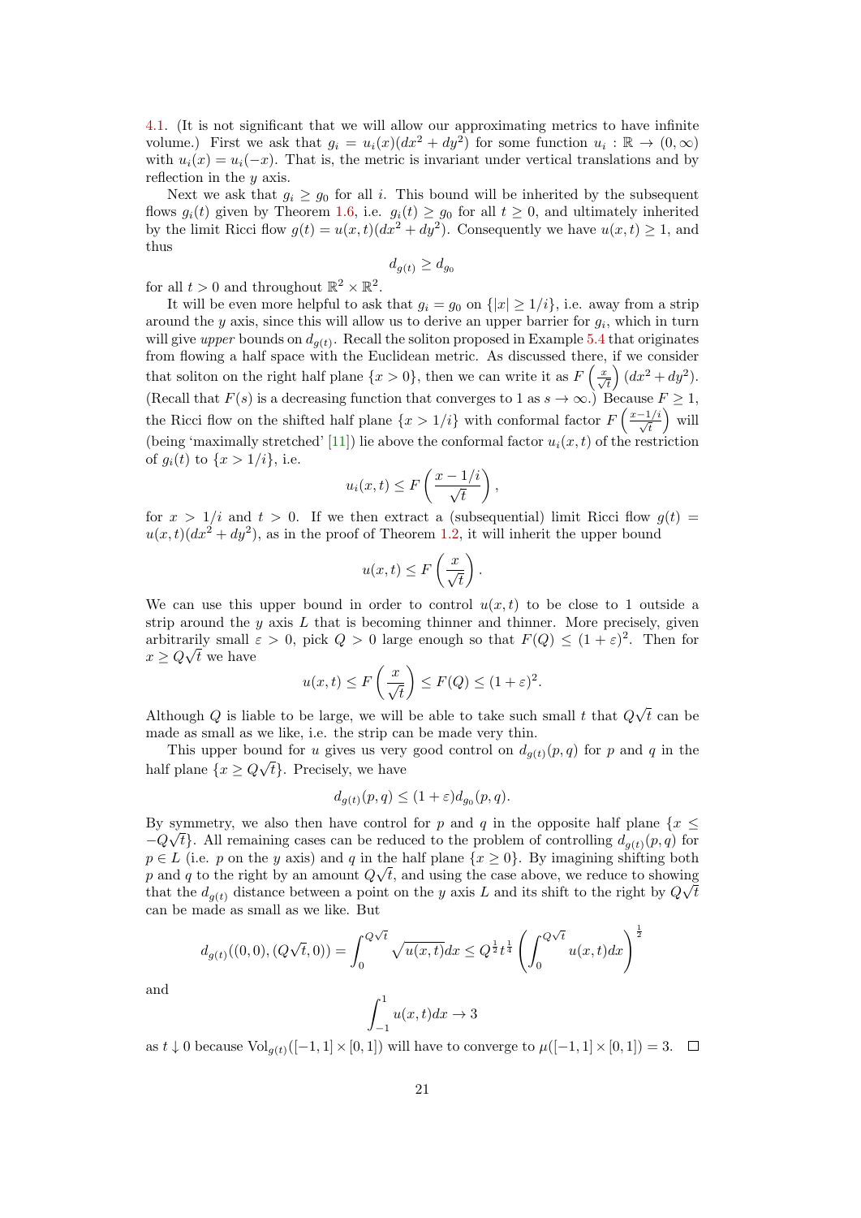4.1. (It is not significant that we will allow our approximating metrics to have infinite volume.) First we ask that $g_i = u_i(x)(dx^2 + dy^2)$ for some function $u_i : \mathbb{R} \to (0, \infty)$ with $u_i(x) = u_i(-x)$. That is, the metric is invariant under vertical translations and by reflection in the $y$ axis.

Next we ask that $g_i \geq g_0$ for all $i$. This bound will be inherited by the subsequent flows $g_i(t)$ given by Theorem 1.6, i.e. $g_i(t) \geq g_0$ for all $t \geq 0$, and ultimately inherited by the limit Ricci flow $g(t) = u(x,t)(dx^2 + dy^2)$. Consequently we have $u(x,t) \geq 1$, and thus

$$d_{g(t)} \geq d_{g_0}$$

for all $t > 0$ and throughout $\mathbb{R}^2 \times \mathbb{R}^2$.

It will be even more helpful to ask that $g_i = g_0$ on $\{|x| \geq 1/i\}$, i.e. away from a strip around the $y$ axis, since this will allow us to derive an upper barrier for $g_i$, which in turn will give *upper* bounds on $d_{g(t)}$. Recall the soliton proposed in Example 5.4 that originates from flowing a half space with the Euclidean metric. As discussed there, if we consider that soliton on the right half plane $\{x > 0\}$, then we can write it as $F\left(\frac{x}{\sqrt{t}}\right)(dx^2 + dy^2)$. (Recall that $F(s)$ is a decreasing function that converges to 1 as $s \to \infty$.) Because $F \geq 1$, the Ricci flow on the shifted half plane $\{x > 1/i\}$ with conformal factor $F\left(\frac{x-1/i}{\sqrt{t}}\right)$ will (being 'maximally stretched' [11]) lie above the conformal factor $u_i(x,t)$ of the restriction of $g_i(t)$ to $\{x > 1/i\}$, i.e.

$$u_i(x,t) \leq F\left(\frac{x - 1/i}{\sqrt{t}}\right),$$

for $x > 1/i$ and $t > 0$. If we then extract a (subsequential) limit Ricci flow $g(t) = u(x,t)(dx^2 + dy^2)$, as in the proof of Theorem 1.2, it will inherit the upper bound

$$u(x,t) \leq F\left(\frac{x}{\sqrt{t}}\right).$$

We can use this upper bound in order to control $u(x,t)$ to be close to 1 outside a strip around the $y$ axis $L$ that is becoming thinner and thinner. More precisely, given arbitrarily small $\varepsilon > 0$, pick $Q > 0$ large enough so that $F(Q) \leq (1+\varepsilon)^2$. Then for $x \geq Q\sqrt{t}$ we have

$$u(x,t) \leq F\left(\frac{x}{\sqrt{t}}\right) \leq F(Q) \leq (1+\varepsilon)^2.$$

Although $Q$ is liable to be large, we will be able to take such small $t$ that $Q\sqrt{t}$ can be made as small as we like, i.e. the strip can be made very thin.

This upper bound for $u$ gives us very good control on $d_{g(t)}(p,q)$ for $p$ and $q$ in the half plane $\{x \geq Q\sqrt{t}\}$. Precisely, we have

$$d_{g(t)}(p,q) \leq (1+\varepsilon) d_{g_0}(p,q).$$

By symmetry, we also then have control for $p$ and $q$ in the opposite half plane $\{x \leq -Q\sqrt{t}\}$. All remaining cases can be reduced to the problem of controlling $d_{g(t)}(p,q)$ for $p \in L$ (i.e. $p$ on the $y$ axis) and $q$ in the half plane $\{x \geq 0\}$. By imagining shifting both $p$ and $q$ to the right by an amount $Q\sqrt{t}$, and using the case above, we reduce to showing that the $d_{g(t)}$ distance between a point on the $y$ axis $L$ and its shift to the right by $Q\sqrt{t}$ can be made as small as we like. But

$$d_{g(t)}((0,0),(Q\sqrt{t},0)) = \int_0^{Q\sqrt{t}} \sqrt{u(x,t)}dx \leq Q^{\frac{1}{2}} t^{\frac{1}{4}} \left(\int_0^{Q\sqrt{t}} u(x,t)dx\right)^{\frac{1}{2}}$$

and

$$\int_{-1}^{1} u(x,t)dx \to 3$$

as $t \downarrow 0$ because $\mathrm{Vol}_{g(t)}([-1,1] \times [0,1])$ will have to converge to $\mu([-1,1] \times [0,1]) = 3$. $\square$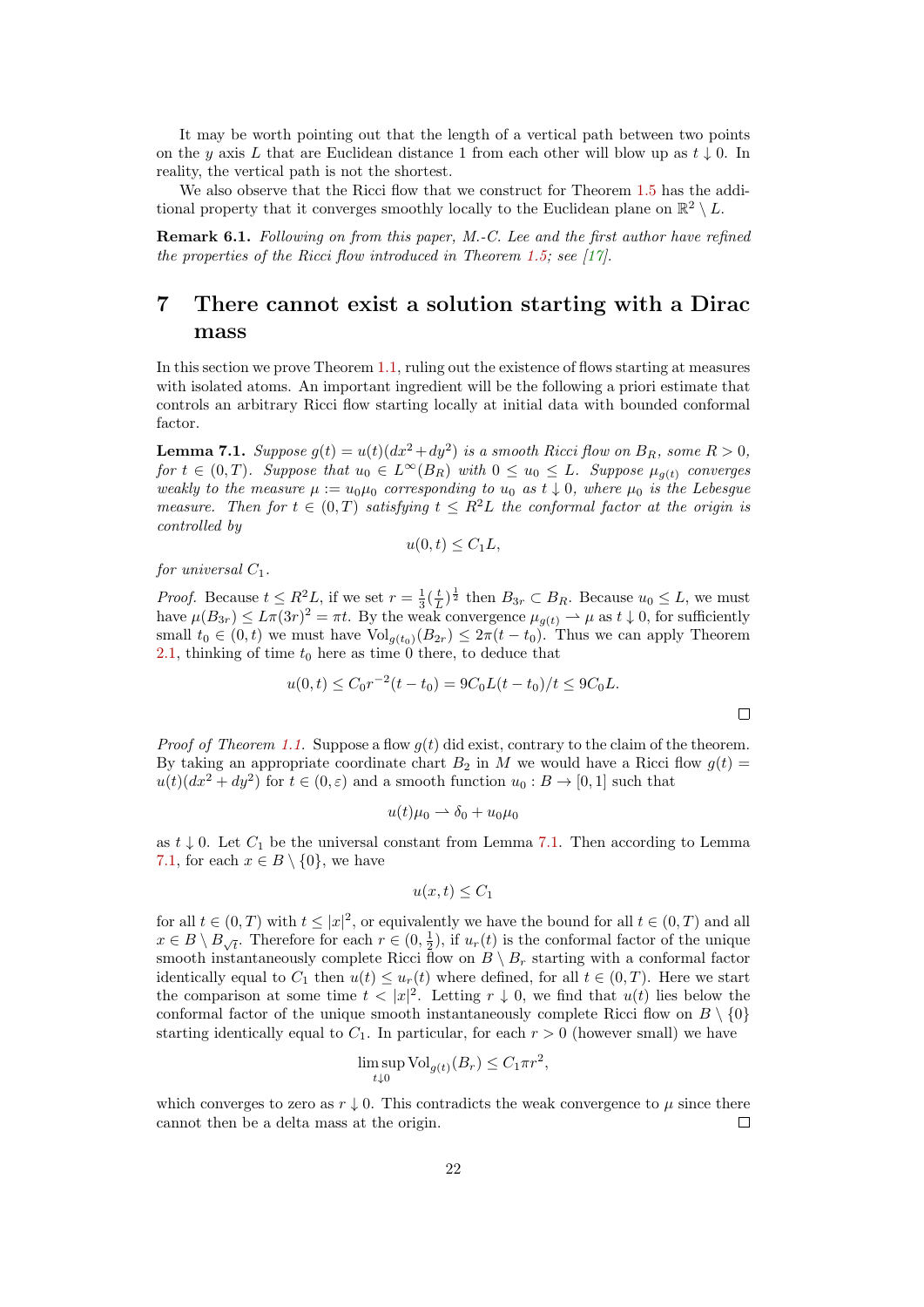It may be worth pointing out that the length of a vertical path between two points on the $y$ axis $L$ that are Euclidean distance 1 from each other will blow up as $t \downarrow 0$. In reality, the vertical path is not the shortest.

We also observe that the Ricci flow that we construct for Theorem 1.5 has the additional property that it converges smoothly locally to the Euclidean plane on $\mathbb{R}^2 \setminus L$.

**Remark 6.1.** *Following on from this paper, M.-C. Lee and the first author have refined the properties of the Ricci flow introduced in Theorem 1.5; see [17].*

# 7 There cannot exist a solution starting with a Dirac mass

In this section we prove Theorem 1.1, ruling out the existence of flows starting at measures with isolated atoms. An important ingredient will be the following a priori estimate that controls an arbitrary Ricci flow starting locally at initial data with bounded conformal factor.

**Lemma 7.1.** *Suppose $g(t) = u(t)(dx^2+dy^2)$ is a smooth Ricci flow on $B_R$, some $R > 0$, for $t \in (0,T)$. Suppose that $u_0 \in L^\infty(B_R)$ with $0 \leq u_0 \leq L$. Suppose $\mu_{g(t)}$ converges weakly to the measure $\mu := u_0\mu_0$ corresponding to $u_0$ as $t \downarrow 0$, where $\mu_0$ is the Lebesgue measure. Then for $t \in (0,T)$ satisfying $t \leq R^2 L$ the conformal factor at the origin is controlled by*

$$u(0,t) \leq C_1 L,$$

*for universal $C_1$.*

*Proof.* Because $t \leq R^2 L$, if we set $r = \frac{1}{3}(\frac{t}{L})^{\frac{1}{2}}$ then $B_{3r} \subset B_R$. Because $u_0 \leq L$, we must have $\mu(B_{3r}) \leq L\pi(3r)^2 = \pi t$. By the weak convergence $\mu_{g(t)} \rightharpoonup \mu$ as $t \downarrow 0$, for sufficiently small $t_0 \in (0,t)$ we must have $\mathrm{Vol}_{g(t_0)}(B_{2r}) \leq 2\pi(t-t_0)$. Thus we can apply Theorem 2.1, thinking of time $t_0$ here as time 0 there, to deduce that

$$u(0,t) \leq C_0 r^{-2}(t-t_0) = 9C_0 L(t-t_0)/t \leq 9C_0 L.$$

□

*Proof of Theorem 1.1.* Suppose a flow $g(t)$ did exist, contrary to the claim of the theorem. By taking an appropriate coordinate chart $B_2$ in $M$ we would have a Ricci flow $g(t) = u(t)(dx^2+dy^2)$ for $t \in (0,\varepsilon)$ and a smooth function $u_0 : B \to [0,1]$ such that

$$u(t)\mu_0 \rightharpoonup \delta_0 + u_0\mu_0$$

as $t \downarrow 0$. Let $C_1$ be the universal constant from Lemma 7.1. Then according to Lemma 7.1, for each $x \in B \setminus \{0\}$, we have

$$u(x,t) \leq C_1$$

for all $t \in (0,T)$ with $t \leq |x|^2$, or equivalently we have the bound for all $t \in (0,T)$ and all $x \in B \setminus B_{\sqrt{t}}$. Therefore for each $r \in (0,\frac{1}{2})$, if $u_r(t)$ is the conformal factor of the unique smooth instantaneously complete Ricci flow on $B \setminus B_r$ starting with a conformal factor identically equal to $C_1$ then $u(t) \leq u_r(t)$ where defined, for all $t \in (0,T)$. Here we start the comparison at some time $t < |x|^2$. Letting $r \downarrow 0$, we find that $u(t)$ lies below the conformal factor of the unique smooth instantaneously complete Ricci flow on $B \setminus \{0\}$ starting identically equal to $C_1$. In particular, for each $r > 0$ (however small) we have

$$\limsup_{t \downarrow 0} \mathrm{Vol}_{g(t)}(B_r) \leq C_1 \pi r^2,$$

which converges to zero as $r \downarrow 0$. This contradicts the weak convergence to $\mu$ since there cannot then be a delta mass at the origin. □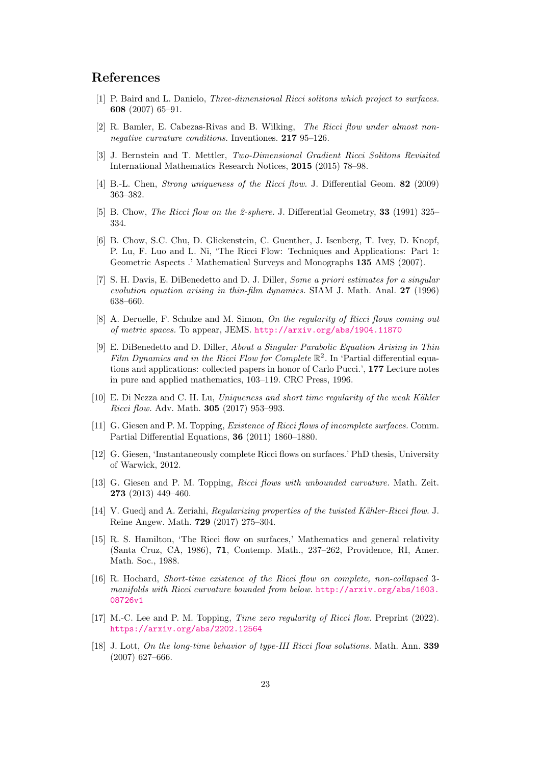## References

[1] P. Baird and L. Danielo, *Three-dimensional Ricci solitons which project to surfaces.* **608** (2007) 65–91.

[2] R. Bamler, E. Cabezas-Rivas and B. Wilking, *The Ricci flow under almost non-negative curvature conditions.* Inventiones. **217** 95–126.

[3] J. Bernstein and T. Mettler, *Two-Dimensional Gradient Ricci Solitons Revisited* International Mathematics Research Notices, **2015** (2015) 78–98.

[4] B.-L. Chen, *Strong uniqueness of the Ricci flow.* J. Differential Geom. **82** (2009) 363–382.

[5] B. Chow, *The Ricci flow on the 2-sphere.* J. Differential Geometry, **33** (1991) 325–334.

[6] B. Chow, S.C. Chu, D. Glickenstein, C. Guenther, J. Isenberg, T. Ivey, D. Knopf, P. Lu, F. Luo and L. Ni, 'The Ricci Flow: Techniques and Applications: Part 1: Geometric Aspects .' Mathematical Surveys and Monographs **135** AMS (2007).

[7] S. H. Davis, E. DiBenedetto and D. J. Diller, *Some a priori estimates for a singular evolution equation arising in thin-film dynamics.* SIAM J. Math. Anal. **27** (1996) 638–660.

[8] A. Deruelle, F. Schulze and M. Simon, *On the regularity of Ricci flows coming out of metric spaces.* To appear, JEMS. http://arxiv.org/abs/1904.11870

[9] E. DiBenedetto and D. Diller, *About a Singular Parabolic Equation Arising in Thin Film Dynamics and in the Ricci Flow for Complete* $\mathbb{R}^2$. In 'Partial differential equations and applications: collected papers in honor of Carlo Pucci.', **177** Lecture notes in pure and applied mathematics, 103–119. CRC Press, 1996.

[10] E. Di Nezza and C. H. Lu, *Uniqueness and short time regularity of the weak Kähler Ricci flow.* Adv. Math. **305** (2017) 953–993.

[11] G. Giesen and P. M. Topping, *Existence of Ricci flows of incomplete surfaces.* Comm. Partial Differential Equations, **36** (2011) 1860–1880.

[12] G. Giesen, 'Instantaneously complete Ricci flows on surfaces.' PhD thesis, University of Warwick, 2012.

[13] G. Giesen and P. M. Topping, *Ricci flows with unbounded curvature.* Math. Zeit. **273** (2013) 449–460.

[14] V. Guedj and A. Zeriahi, *Regularizing properties of the twisted Kähler-Ricci flow.* J. Reine Angew. Math. **729** (2017) 275–304.

[15] R. S. Hamilton, 'The Ricci flow on surfaces,' Mathematics and general relativity (Santa Cruz, CA, 1986), **71**, Contemp. Math., 237–262, Providence, RI, Amer. Math. Soc., 1988.

[16] R. Hochard, *Short-time existence of the Ricci flow on complete, non-collapsed 3-manifolds with Ricci curvature bounded from below.* http://arxiv.org/abs/1603.08726v1

[17] M.-C. Lee and P. M. Topping, *Time zero regularity of Ricci flow.* Preprint (2022). https://arxiv.org/abs/2202.12564

[18] J. Lott, *On the long-time behavior of type-III Ricci flow solutions.* Math. Ann. **339** (2007) 627–666.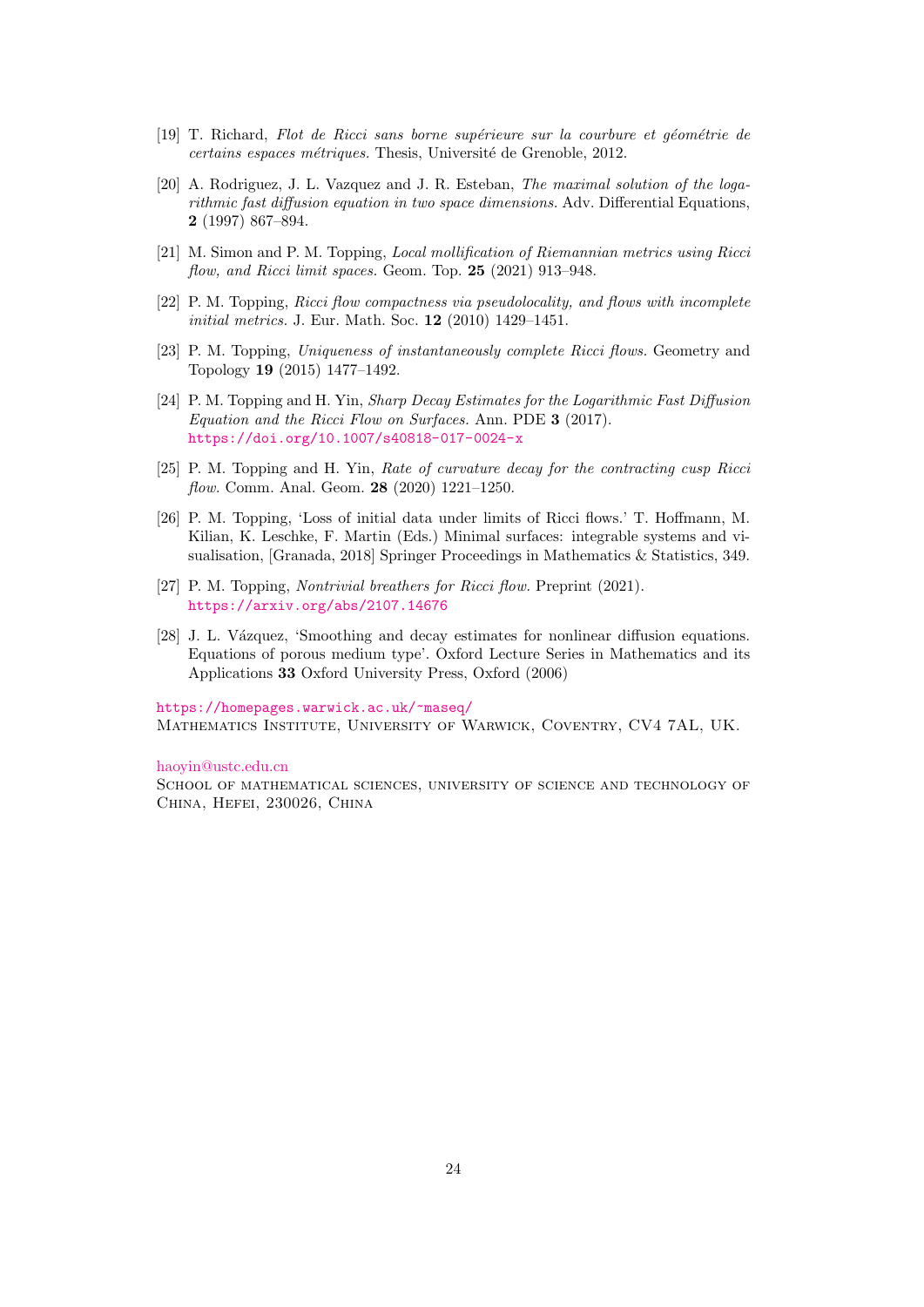[19] T. Richard, *Flot de Ricci sans borne supérieure sur la courbure et géométrie de certains espaces métriques.* Thesis, Université de Grenoble, 2012.

[20] A. Rodriguez, J. L. Vazquez and J. R. Esteban, *The maximal solution of the logarithmic fast diffusion equation in two space dimensions.* Adv. Differential Equations, **2** (1997) 867–894.

[21] M. Simon and P. M. Topping, *Local mollification of Riemannian metrics using Ricci flow, and Ricci limit spaces.* Geom. Top. **25** (2021) 913–948.

[22] P. M. Topping, *Ricci flow compactness via pseudolocality, and flows with incomplete initial metrics.* J. Eur. Math. Soc. **12** (2010) 1429–1451.

[23] P. M. Topping, *Uniqueness of instantaneously complete Ricci flows.* Geometry and Topology **19** (2015) 1477–1492.

[24] P. M. Topping and H. Yin, *Sharp Decay Estimates for the Logarithmic Fast Diffusion Equation and the Ricci Flow on Surfaces.* Ann. PDE **3** (2017). https://doi.org/10.1007/s40818-017-0024-x

[25] P. M. Topping and H. Yin, *Rate of curvature decay for the contracting cusp Ricci flow.* Comm. Anal. Geom. **28** (2020) 1221–1250.

[26] P. M. Topping, 'Loss of initial data under limits of Ricci flows.' T. Hoffmann, M. Kilian, K. Leschke, F. Martin (Eds.) Minimal surfaces: integrable systems and visualisation, [Granada, 2018] Springer Proceedings in Mathematics & Statistics, 349.

[27] P. M. Topping, *Nontrivial breathers for Ricci flow.* Preprint (2021). https://arxiv.org/abs/2107.14676

[28] J. L. Vázquez, 'Smoothing and decay estimates for nonlinear diffusion equations. Equations of porous medium type'. Oxford Lecture Series in Mathematics and its Applications **33** Oxford University Press, Oxford (2006)

https://homepages.warwick.ac.uk/~maseq/
Mathematics Institute, University of Warwick, Coventry, CV4 7AL, UK.

haoyin@ustc.edu.cn
School of mathematical sciences, university of science and technology of China, Hefei, 230026, China